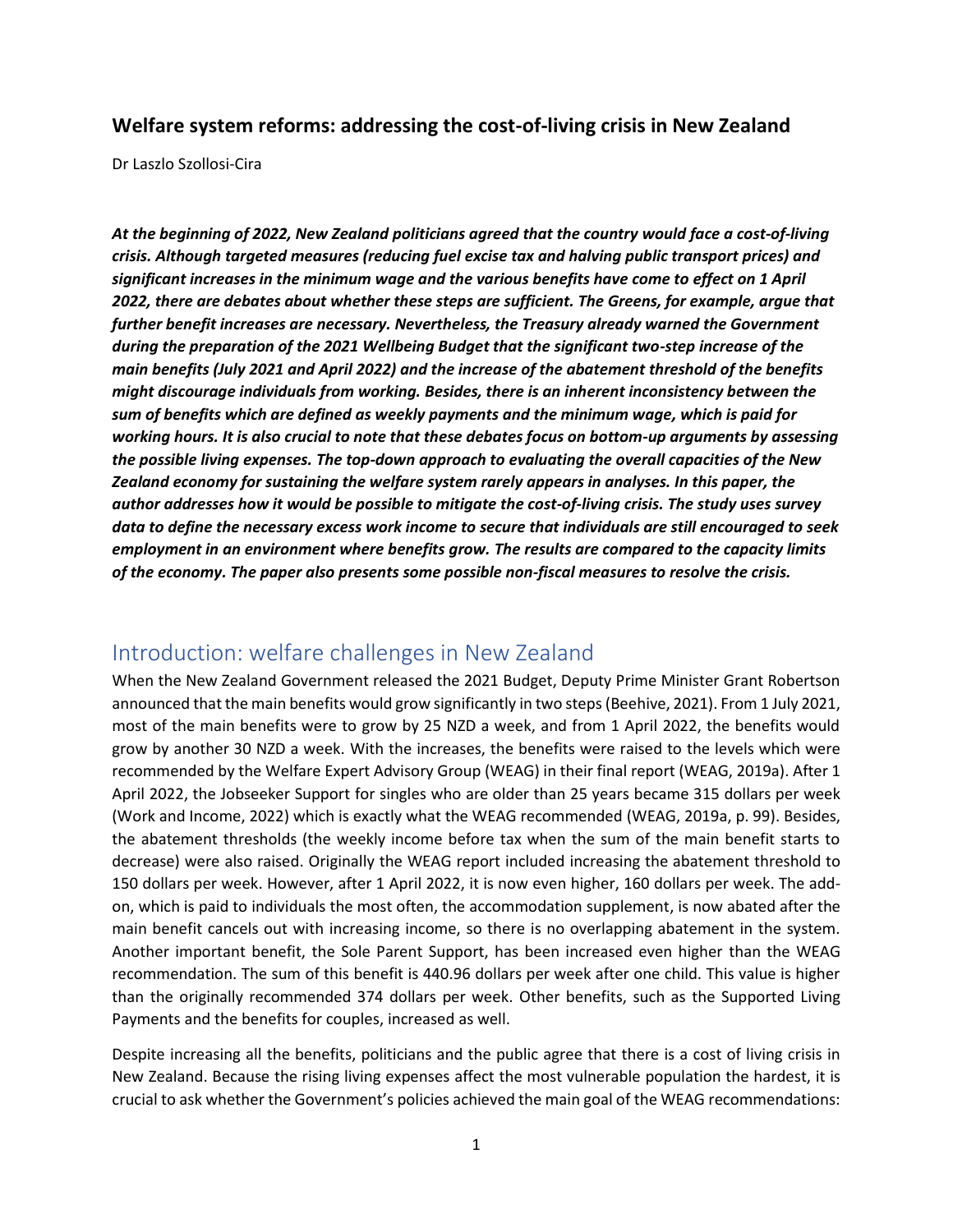# Welfare system reforms: addressing the cost-of-living crisis in New Zealand

Dr Laszlo Szollosi-Cira

***At the beginning of 2022, New Zealand politicians agreed that the country would face a cost-of-living crisis. Although targeted measures (reducing fuel excise tax and halving public transport prices) and significant increases in the minimum wage and the various benefits have come to effect on 1 April 2022, there are debates about whether these steps are sufficient. The Greens, for example, argue that further benefit increases are necessary. Nevertheless, the Treasury already warned the Government during the preparation of the 2021 Wellbeing Budget that the significant two-step increase of the main benefits (July 2021 and April 2022) and the increase of the abatement threshold of the benefits might discourage individuals from working. Besides, there is an inherent inconsistency between the sum of benefits which are defined as weekly payments and the minimum wage, which is paid for working hours. It is also crucial to note that these debates focus on bottom-up arguments by assessing the possible living expenses. The top-down approach to evaluating the overall capacities of the New Zealand economy for sustaining the welfare system rarely appears in analyses. In this paper, the author addresses how it would be possible to mitigate the cost-of-living crisis. The study uses survey data to define the necessary excess work income to secure that individuals are still encouraged to seek employment in an environment where benefits grow. The results are compared to the capacity limits of the economy. The paper also presents some possible non-fiscal measures to resolve the crisis.***

## Introduction: welfare challenges in New Zealand

When the New Zealand Government released the 2021 Budget, Deputy Prime Minister Grant Robertson announced that the main benefits would grow significantly in two steps (Beehive, 2021). From 1 July 2021, most of the main benefits were to grow by 25 NZD a week, and from 1 April 2022, the benefits would grow by another 30 NZD a week. With the increases, the benefits were raised to the levels which were recommended by the Welfare Expert Advisory Group (WEAG) in their final report (WEAG, 2019a). After 1 April 2022, the Jobseeker Support for singles who are older than 25 years became 315 dollars per week (Work and Income, 2022) which is exactly what the WEAG recommended (WEAG, 2019a, p. 99). Besides, the abatement thresholds (the weekly income before tax when the sum of the main benefit starts to decrease) were also raised. Originally the WEAG report included increasing the abatement threshold to 150 dollars per week. However, after 1 April 2022, it is now even higher, 160 dollars per week. The add-on, which is paid to individuals the most often, the accommodation supplement, is now abated after the main benefit cancels out with increasing income, so there is no overlapping abatement in the system. Another important benefit, the Sole Parent Support, has been increased even higher than the WEAG recommendation. The sum of this benefit is 440.96 dollars per week after one child. This value is higher than the originally recommended 374 dollars per week. Other benefits, such as the Supported Living Payments and the benefits for couples, increased as well.

Despite increasing all the benefits, politicians and the public agree that there is a cost of living crisis in New Zealand. Because the rising living expenses affect the most vulnerable population the hardest, it is crucial to ask whether the Government's policies achieved the main goal of the WEAG recommendations: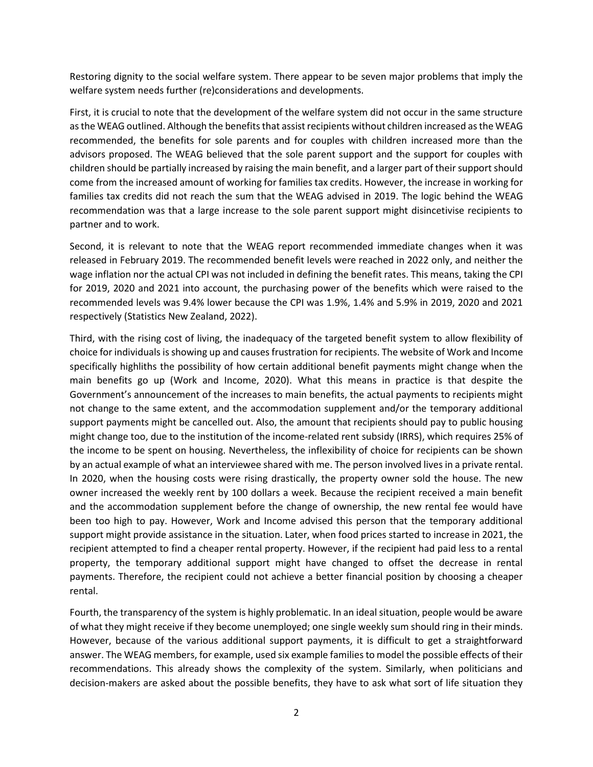Restoring dignity to the social welfare system. There appear to be seven major problems that imply the welfare system needs further (re)considerations and developments.

First, it is crucial to note that the development of the welfare system did not occur in the same structure as the WEAG outlined. Although the benefits that assist recipients without children increased as the WEAG recommended, the benefits for sole parents and for couples with children increased more than the advisors proposed. The WEAG believed that the sole parent support and the support for couples with children should be partially increased by raising the main benefit, and a larger part of their support should come from the increased amount of working for families tax credits. However, the increase in working for families tax credits did not reach the sum that the WEAG advised in 2019. The logic behind the WEAG recommendation was that a large increase to the sole parent support might disincetivise recipients to partner and to work.

Second, it is relevant to note that the WEAG report recommended immediate changes when it was released in February 2019. The recommended benefit levels were reached in 2022 only, and neither the wage inflation nor the actual CPI was not included in defining the benefit rates. This means, taking the CPI for 2019, 2020 and 2021 into account, the purchasing power of the benefits which were raised to the recommended levels was 9.4% lower because the CPI was 1.9%, 1.4% and 5.9% in 2019, 2020 and 2021 respectively (Statistics New Zealand, 2022).

Third, with the rising cost of living, the inadequacy of the targeted benefit system to allow flexibility of choice for individuals is showing up and causes frustration for recipients. The website of Work and Income specifically highliths the possibility of how certain additional benefit payments might change when the main benefits go up (Work and Income, 2020). What this means in practice is that despite the Government's announcement of the increases to main benefits, the actual payments to recipients might not change to the same extent, and the accommodation supplement and/or the temporary additional support payments might be cancelled out. Also, the amount that recipients should pay to public housing might change too, due to the institution of the income-related rent subsidy (IRRS), which requires 25% of the income to be spent on housing. Nevertheless, the inflexibility of choice for recipients can be shown by an actual example of what an interviewee shared with me. The person involved lives in a private rental. In 2020, when the housing costs were rising drastically, the property owner sold the house. The new owner increased the weekly rent by 100 dollars a week. Because the recipient received a main benefit and the accommodation supplement before the change of ownership, the new rental fee would have been too high to pay. However, Work and Income advised this person that the temporary additional support might provide assistance in the situation. Later, when food prices started to increase in 2021, the recipient attempted to find a cheaper rental property. However, if the recipient had paid less to a rental property, the temporary additional support might have changed to offset the decrease in rental payments. Therefore, the recipient could not achieve a better financial position by choosing a cheaper rental.

Fourth, the transparency of the system is highly problematic. In an ideal situation, people would be aware of what they might receive if they become unemployed; one single weekly sum should ring in their minds. However, because of the various additional support payments, it is difficult to get a straightforward answer. The WEAG members, for example, used six example families to model the possible effects of their recommendations. This already shows the complexity of the system. Similarly, when politicians and decision-makers are asked about the possible benefits, they have to ask what sort of life situation they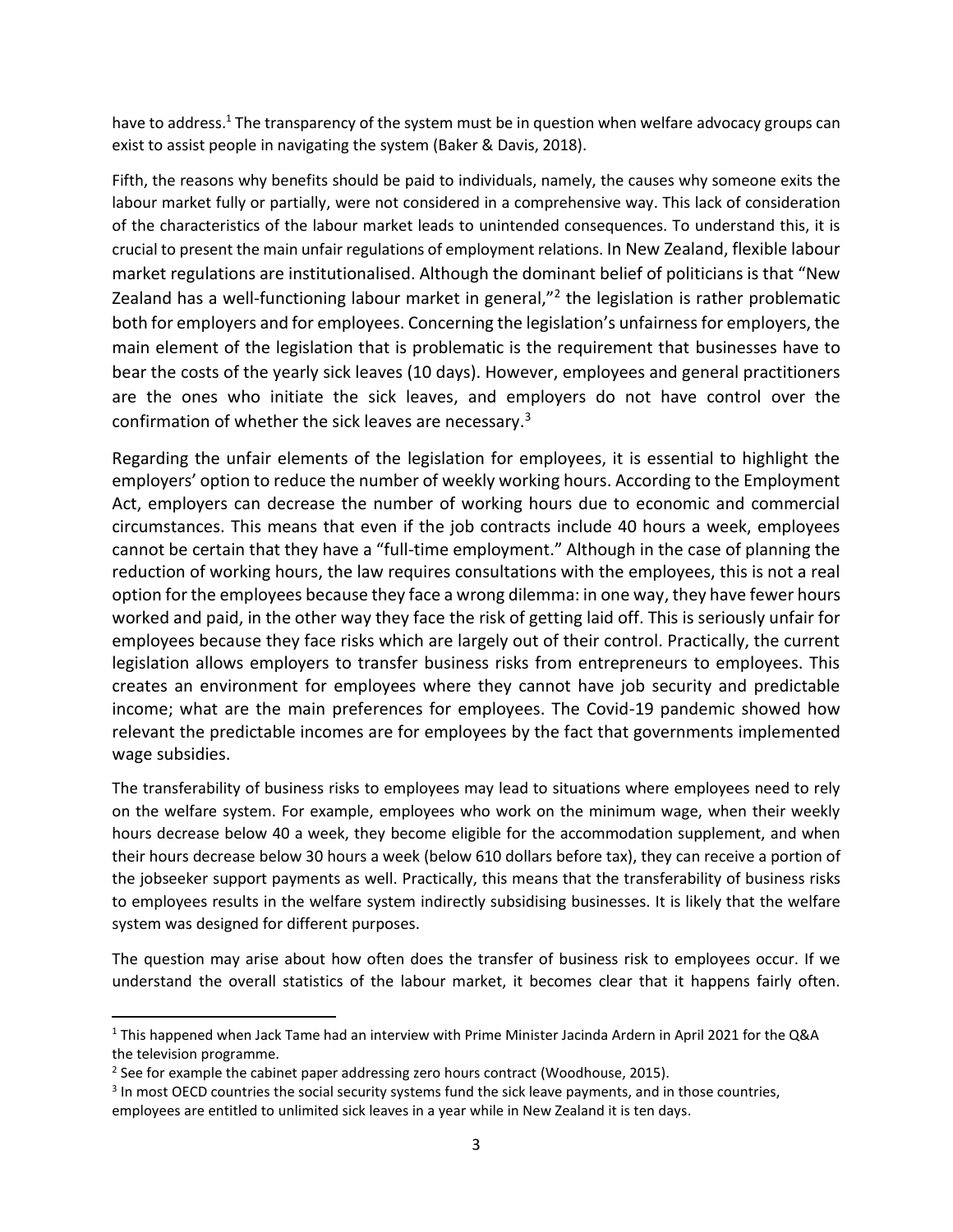have to address.[1] The transparency of the system must be in question when welfare advocacy groups can exist to assist people in navigating the system (Baker & Davis, 2018).

Fifth, the reasons why benefits should be paid to individuals, namely, the causes why someone exits the labour market fully or partially, were not considered in a comprehensive way. This lack of consideration of the characteristics of the labour market leads to unintended consequences. To understand this, it is crucial to present the main unfair regulations of employment relations. In New Zealand, flexible labour market regulations are institutionalised. Although the dominant belief of politicians is that "New Zealand has a well-functioning labour market in general,"[2] the legislation is rather problematic both for employers and for employees. Concerning the legislation's unfairness for employers, the main element of the legislation that is problematic is the requirement that businesses have to bear the costs of the yearly sick leaves (10 days). However, employees and general practitioners are the ones who initiate the sick leaves, and employers do not have control over the confirmation of whether the sick leaves are necessary.[3]

Regarding the unfair elements of the legislation for employees, it is essential to highlight the employers' option to reduce the number of weekly working hours. According to the Employment Act, employers can decrease the number of working hours due to economic and commercial circumstances. This means that even if the job contracts include 40 hours a week, employees cannot be certain that they have a "full-time employment." Although in the case of planning the reduction of working hours, the law requires consultations with the employees, this is not a real option for the employees because they face a wrong dilemma: in one way, they have fewer hours worked and paid, in the other way they face the risk of getting laid off. This is seriously unfair for employees because they face risks which are largely out of their control. Practically, the current legislation allows employers to transfer business risks from entrepreneurs to employees. This creates an environment for employees where they cannot have job security and predictable income; what are the main preferences for employees. The Covid-19 pandemic showed how relevant the predictable incomes are for employees by the fact that governments implemented wage subsidies.

The transferability of business risks to employees may lead to situations where employees need to rely on the welfare system. For example, employees who work on the minimum wage, when their weekly hours decrease below 40 a week, they become eligible for the accommodation supplement, and when their hours decrease below 30 hours a week (below 610 dollars before tax), they can receive a portion of the jobseeker support payments as well. Practically, this means that the transferability of business risks to employees results in the welfare system indirectly subsidising businesses. It is likely that the welfare system was designed for different purposes.

The question may arise about how often does the transfer of business risk to employees occur. If we understand the overall statistics of the labour market, it becomes clear that it happens fairly often.

---

[1] This happened when Jack Tame had an interview with Prime Minister Jacinda Ardern in April 2021 for the Q&A the television programme.

[2] See for example the cabinet paper addressing zero hours contract (Woodhouse, 2015).

[3] In most OECD countries the social security systems fund the sick leave payments, and in those countries, employees are entitled to unlimited sick leaves in a year while in New Zealand it is ten days.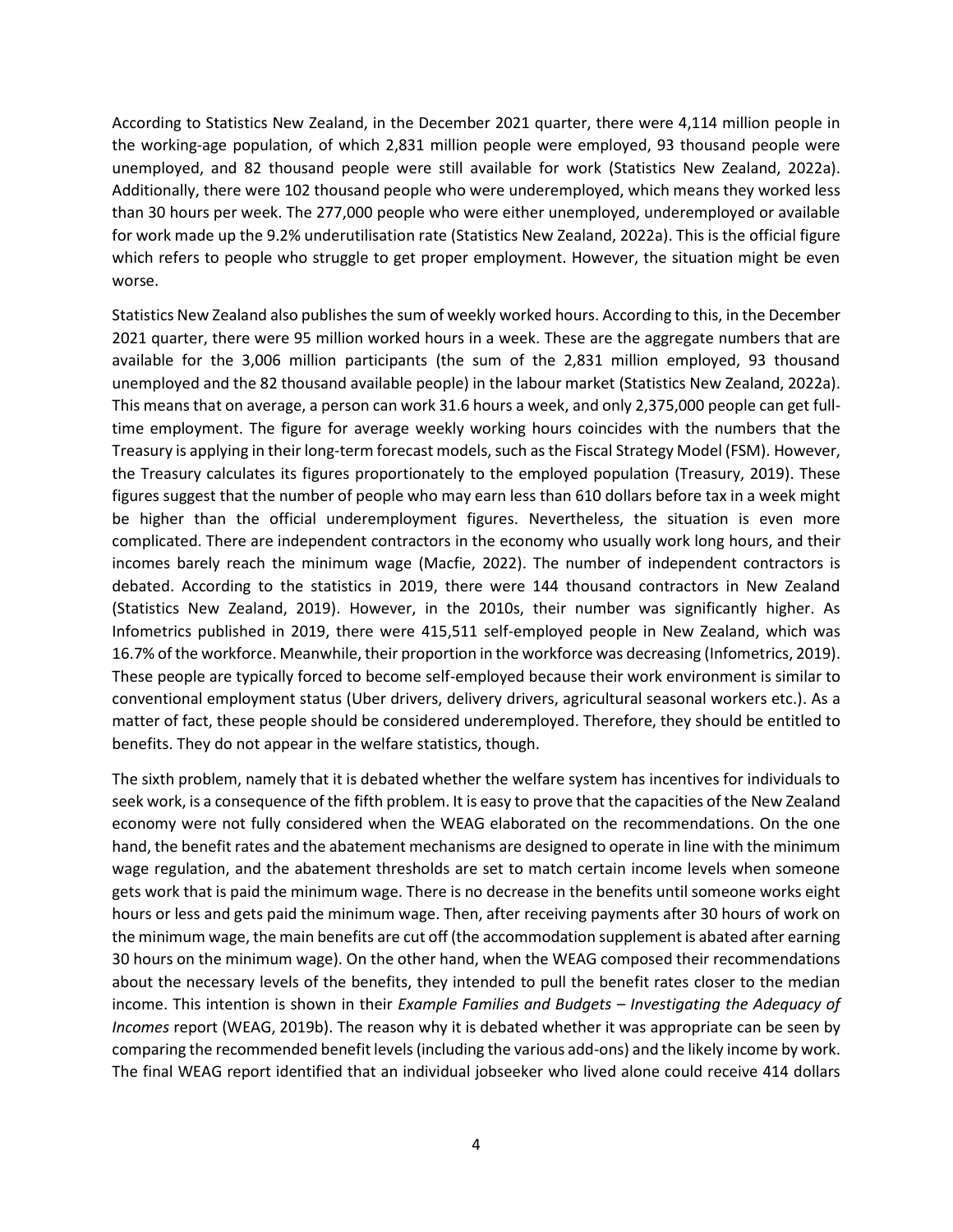According to Statistics New Zealand, in the December 2021 quarter, there were 4,114 million people in the working-age population, of which 2,831 million people were employed, 93 thousand people were unemployed, and 82 thousand people were still available for work (Statistics New Zealand, 2022a). Additionally, there were 102 thousand people who were underemployed, which means they worked less than 30 hours per week. The 277,000 people who were either unemployed, underemployed or available for work made up the 9.2% underutilisation rate (Statistics New Zealand, 2022a). This is the official figure which refers to people who struggle to get proper employment. However, the situation might be even worse.

Statistics New Zealand also publishes the sum of weekly worked hours. According to this, in the December 2021 quarter, there were 95 million worked hours in a week. These are the aggregate numbers that are available for the 3,006 million participants (the sum of the 2,831 million employed, 93 thousand unemployed and the 82 thousand available people) in the labour market (Statistics New Zealand, 2022a). This means that on average, a person can work 31.6 hours a week, and only 2,375,000 people can get full-time employment. The figure for average weekly working hours coincides with the numbers that the Treasury is applying in their long-term forecast models, such as the Fiscal Strategy Model (FSM). However, the Treasury calculates its figures proportionately to the employed population (Treasury, 2019). These figures suggest that the number of people who may earn less than 610 dollars before tax in a week might be higher than the official underemployment figures. Nevertheless, the situation is even more complicated. There are independent contractors in the economy who usually work long hours, and their incomes barely reach the minimum wage (Macfie, 2022). The number of independent contractors is debated. According to the statistics in 2019, there were 144 thousand contractors in New Zealand (Statistics New Zealand, 2019). However, in the 2010s, their number was significantly higher. As Infometrics published in 2019, there were 415,511 self-employed people in New Zealand, which was 16.7% of the workforce. Meanwhile, their proportion in the workforce was decreasing (Infometrics, 2019). These people are typically forced to become self-employed because their work environment is similar to conventional employment status (Uber drivers, delivery drivers, agricultural seasonal workers etc.). As a matter of fact, these people should be considered underemployed. Therefore, they should be entitled to benefits. They do not appear in the welfare statistics, though.

The sixth problem, namely that it is debated whether the welfare system has incentives for individuals to seek work, is a consequence of the fifth problem. It is easy to prove that the capacities of the New Zealand economy were not fully considered when the WEAG elaborated on the recommendations. On the one hand, the benefit rates and the abatement mechanisms are designed to operate in line with the minimum wage regulation, and the abatement thresholds are set to match certain income levels when someone gets work that is paid the minimum wage. There is no decrease in the benefits until someone works eight hours or less and gets paid the minimum wage. Then, after receiving payments after 30 hours of work on the minimum wage, the main benefits are cut off (the accommodation supplement is abated after earning 30 hours on the minimum wage). On the other hand, when the WEAG composed their recommendations about the necessary levels of the benefits, they intended to pull the benefit rates closer to the median income. This intention is shown in their *Example Families and Budgets – Investigating the Adequacy of Incomes* report (WEAG, 2019b). The reason why it is debated whether it was appropriate can be seen by comparing the recommended benefit levels (including the various add-ons) and the likely income by work. The final WEAG report identified that an individual jobseeker who lived alone could receive 414 dollars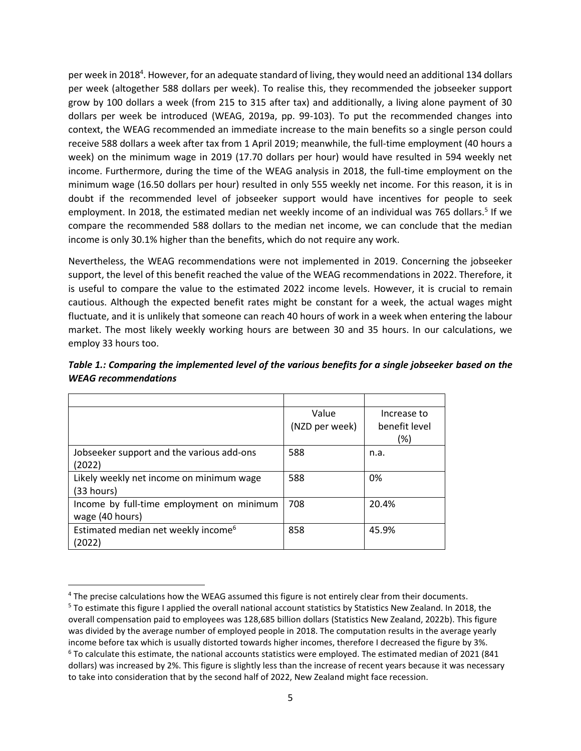per week in 2018[4]. However, for an adequate standard of living, they would need an additional 134 dollars per week (altogether 588 dollars per week). To realise this, they recommended the jobseeker support grow by 100 dollars a week (from 215 to 315 after tax) and additionally, a living alone payment of 30 dollars per week be introduced (WEAG, 2019a, pp. 99-103). To put the recommended changes into context, the WEAG recommended an immediate increase to the main benefits so a single person could receive 588 dollars a week after tax from 1 April 2019; meanwhile, the full-time employment (40 hours a week) on the minimum wage in 2019 (17.70 dollars per hour) would have resulted in 594 weekly net income. Furthermore, during the time of the WEAG analysis in 2018, the full-time employment on the minimum wage (16.50 dollars per hour) resulted in only 555 weekly net income. For this reason, it is in doubt if the recommended level of jobseeker support would have incentives for people to seek employment. In 2018, the estimated median net weekly income of an individual was 765 dollars.[5] If we compare the recommended 588 dollars to the median net income, we can conclude that the median income is only 30.1% higher than the benefits, which do not require any work.

Nevertheless, the WEAG recommendations were not implemented in 2019. Concerning the jobseeker support, the level of this benefit reached the value of the WEAG recommendations in 2022. Therefore, it is useful to compare the value to the estimated 2022 income levels. However, it is crucial to remain cautious. Although the expected benefit rates might be constant for a week, the actual wages might fluctuate, and it is unlikely that someone can reach 40 hours of work in a week when entering the labour market. The most likely weekly working hours are between 30 and 35 hours. In our calculations, we employ 33 hours too.

***Table 1.: Comparing the implemented level of the various benefits for a single jobseeker based on the WEAG recommendations***

| | Value (NZD per week) | Increase to benefit level (%) |
|---|---|---|
| Jobseeker support and the various add-ons (2022) | 588 | n.a. |
| Likely weekly net income on minimum wage (33 hours) | 588 | 0% |
| Income by full-time employment on minimum wage (40 hours) | 708 | 20.4% |
| Estimated median net weekly income[6] (2022) | 858 | 45.9% |

[4] The precise calculations how the WEAG assumed this figure is not entirely clear from their documents.

[5] To estimate this figure I applied the overall national account statistics by Statistics New Zealand. In 2018, the overall compensation paid to employees was 128,685 billion dollars (Statistics New Zealand, 2022b). This figure was divided by the average number of employed people in 2018. The computation results in the average yearly income before tax which is usually distorted towards higher incomes, therefore I decreased the figure by 3%.

[6] To calculate this estimate, the national accounts statistics were employed. The estimated median of 2021 (841 dollars) was increased by 2%. This figure is slightly less than the increase of recent years because it was necessary to take into consideration that by the second half of 2022, New Zealand might face recession.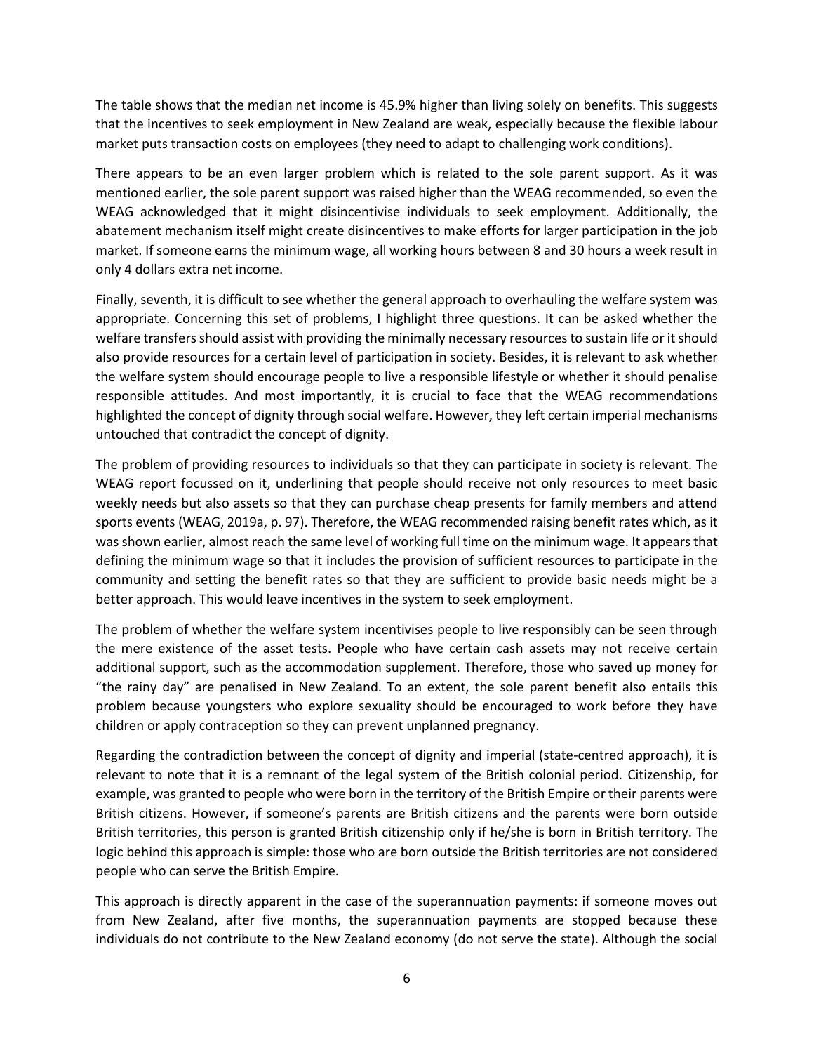The table shows that the median net income is 45.9% higher than living solely on benefits. This suggests that the incentives to seek employment in New Zealand are weak, especially because the flexible labour market puts transaction costs on employees (they need to adapt to challenging work conditions).

There appears to be an even larger problem which is related to the sole parent support. As it was mentioned earlier, the sole parent support was raised higher than the WEAG recommended, so even the WEAG acknowledged that it might disincentivise individuals to seek employment. Additionally, the abatement mechanism itself might create disincentives to make efforts for larger participation in the job market. If someone earns the minimum wage, all working hours between 8 and 30 hours a week result in only 4 dollars extra net income.

Finally, seventh, it is difficult to see whether the general approach to overhauling the welfare system was appropriate. Concerning this set of problems, I highlight three questions. It can be asked whether the welfare transfers should assist with providing the minimally necessary resources to sustain life or it should also provide resources for a certain level of participation in society. Besides, it is relevant to ask whether the welfare system should encourage people to live a responsible lifestyle or whether it should penalise responsible attitudes. And most importantly, it is crucial to face that the WEAG recommendations highlighted the concept of dignity through social welfare. However, they left certain imperial mechanisms untouched that contradict the concept of dignity.

The problem of providing resources to individuals so that they can participate in society is relevant. The WEAG report focussed on it, underlining that people should receive not only resources to meet basic weekly needs but also assets so that they can purchase cheap presents for family members and attend sports events (WEAG, 2019a, p. 97). Therefore, the WEAG recommended raising benefit rates which, as it was shown earlier, almost reach the same level of working full time on the minimum wage. It appears that defining the minimum wage so that it includes the provision of sufficient resources to participate in the community and setting the benefit rates so that they are sufficient to provide basic needs might be a better approach. This would leave incentives in the system to seek employment.

The problem of whether the welfare system incentivises people to live responsibly can be seen through the mere existence of the asset tests. People who have certain cash assets may not receive certain additional support, such as the accommodation supplement. Therefore, those who saved up money for "the rainy day" are penalised in New Zealand. To an extent, the sole parent benefit also entails this problem because youngsters who explore sexuality should be encouraged to work before they have children or apply contraception so they can prevent unplanned pregnancy.

Regarding the contradiction between the concept of dignity and imperial (state-centred approach), it is relevant to note that it is a remnant of the legal system of the British colonial period. Citizenship, for example, was granted to people who were born in the territory of the British Empire or their parents were British citizens. However, if someone's parents are British citizens and the parents were born outside British territories, this person is granted British citizenship only if he/she is born in British territory. The logic behind this approach is simple: those who are born outside the British territories are not considered people who can serve the British Empire.

This approach is directly apparent in the case of the superannuation payments: if someone moves out from New Zealand, after five months, the superannuation payments are stopped because these individuals do not contribute to the New Zealand economy (do not serve the state). Although the social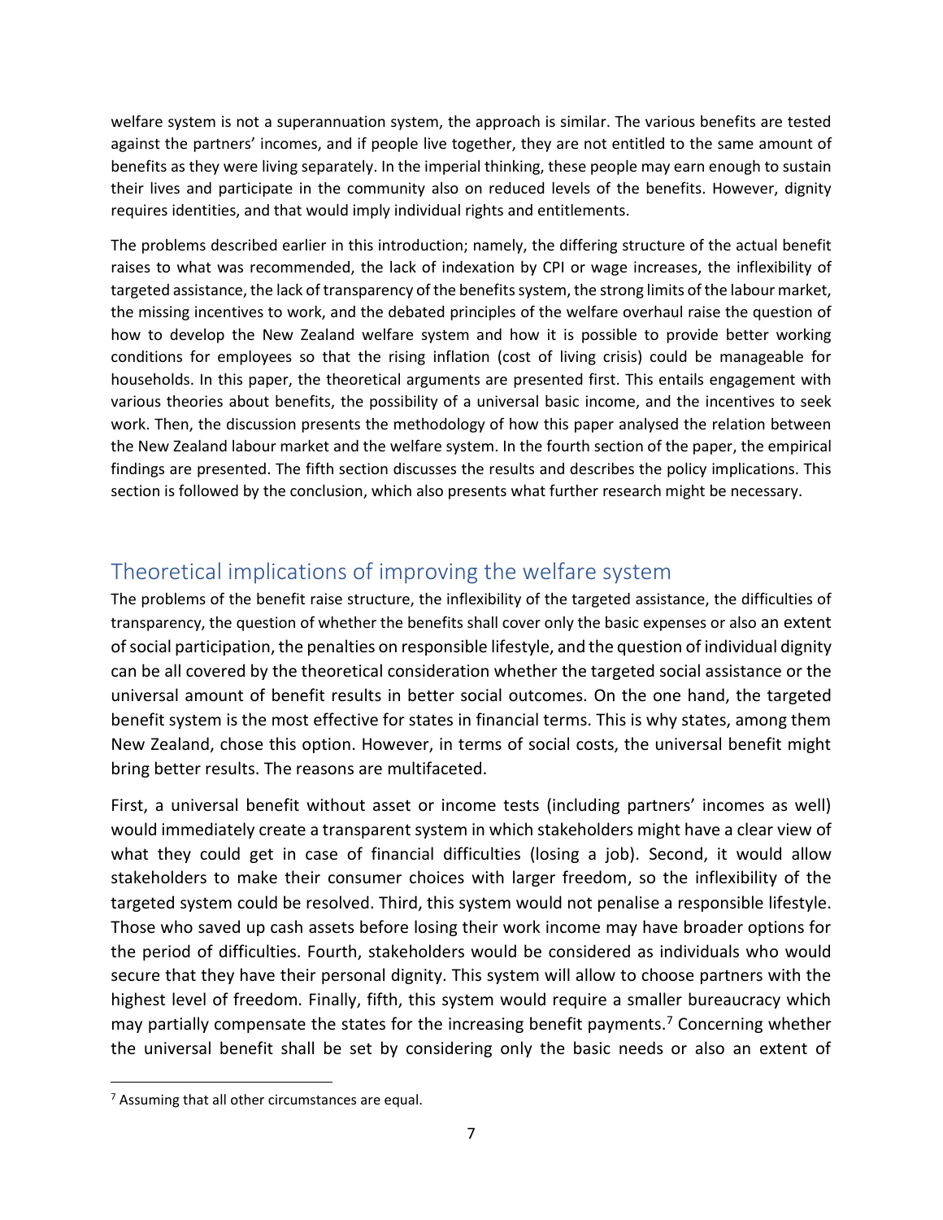welfare system is not a superannuation system, the approach is similar. The various benefits are tested against the partners' incomes, and if people live together, they are not entitled to the same amount of benefits as they were living separately. In the imperial thinking, these people may earn enough to sustain their lives and participate in the community also on reduced levels of the benefits. However, dignity requires identities, and that would imply individual rights and entitlements.

The problems described earlier in this introduction; namely, the differing structure of the actual benefit raises to what was recommended, the lack of indexation by CPI or wage increases, the inflexibility of targeted assistance, the lack of transparency of the benefits system, the strong limits of the labour market, the missing incentives to work, and the debated principles of the welfare overhaul raise the question of how to develop the New Zealand welfare system and how it is possible to provide better working conditions for employees so that the rising inflation (cost of living crisis) could be manageable for households. In this paper, the theoretical arguments are presented first. This entails engagement with various theories about benefits, the possibility of a universal basic income, and the incentives to seek work. Then, the discussion presents the methodology of how this paper analysed the relation between the New Zealand labour market and the welfare system. In the fourth section of the paper, the empirical findings are presented. The fifth section discusses the results and describes the policy implications. This section is followed by the conclusion, which also presents what further research might be necessary.

## Theoretical implications of improving the welfare system

The problems of the benefit raise structure, the inflexibility of the targeted assistance, the difficulties of transparency, the question of whether the benefits shall cover only the basic expenses or also an extent of social participation, the penalties on responsible lifestyle, and the question of individual dignity can be all covered by the theoretical consideration whether the targeted social assistance or the universal amount of benefit results in better social outcomes. On the one hand, the targeted benefit system is the most effective for states in financial terms. This is why states, among them New Zealand, chose this option. However, in terms of social costs, the universal benefit might bring better results. The reasons are multifaceted.

First, a universal benefit without asset or income tests (including partners' incomes as well) would immediately create a transparent system in which stakeholders might have a clear view of what they could get in case of financial difficulties (losing a job). Second, it would allow stakeholders to make their consumer choices with larger freedom, so the inflexibility of the targeted system could be resolved. Third, this system would not penalise a responsible lifestyle. Those who saved up cash assets before losing their work income may have broader options for the period of difficulties. Fourth, stakeholders would be considered as individuals who would secure that they have their personal dignity. This system will allow to choose partners with the highest level of freedom. Finally, fifth, this system would require a smaller bureaucracy which may partially compensate the states for the increasing benefit payments.[7] Concerning whether the universal benefit shall be set by considering only the basic needs or also an extent of

[7] Assuming that all other circumstances are equal.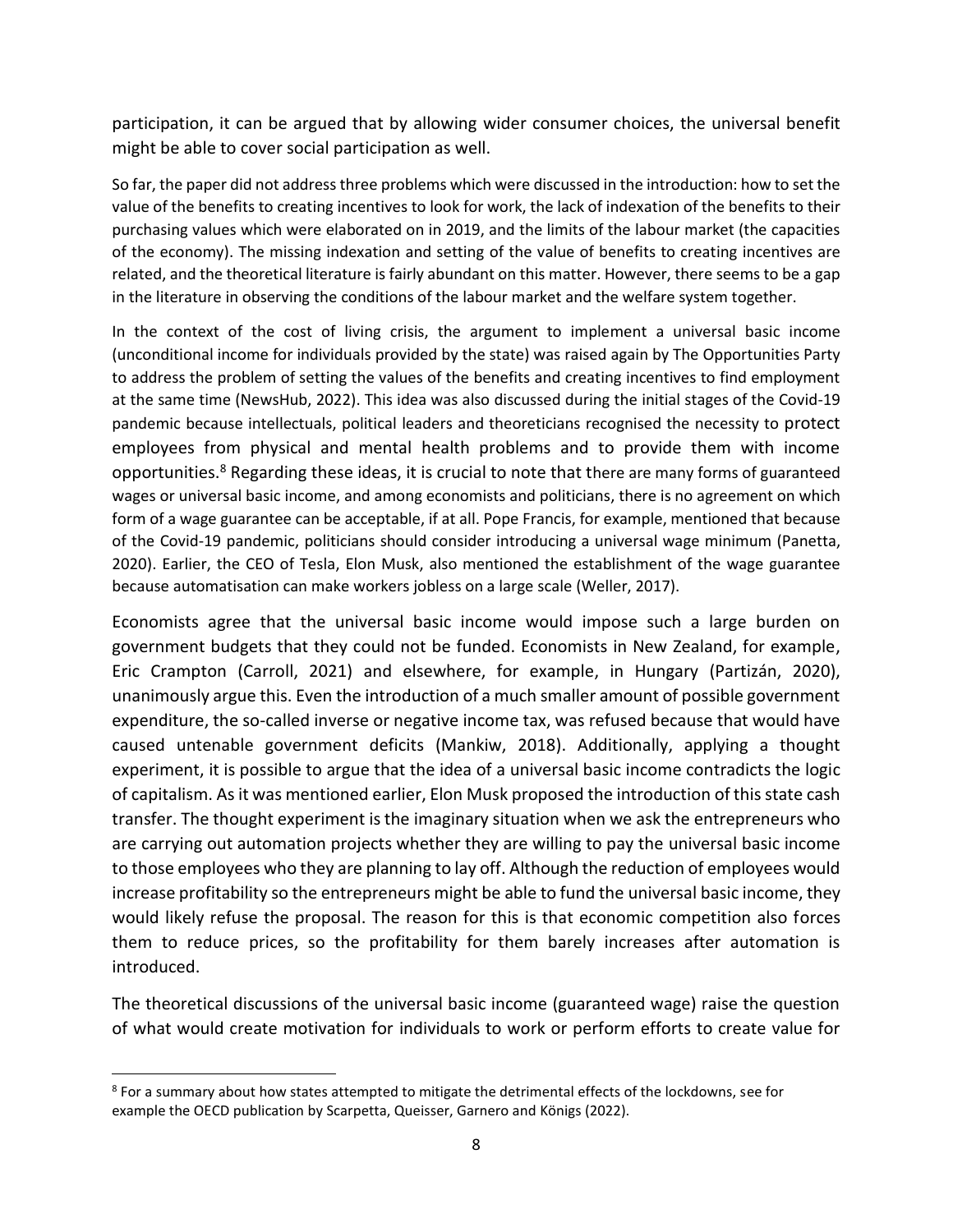participation, it can be argued that by allowing wider consumer choices, the universal benefit might be able to cover social participation as well.

So far, the paper did not address three problems which were discussed in the introduction: how to set the value of the benefits to creating incentives to look for work, the lack of indexation of the benefits to their purchasing values which were elaborated on in 2019, and the limits of the labour market (the capacities of the economy). The missing indexation and setting of the value of benefits to creating incentives are related, and the theoretical literature is fairly abundant on this matter. However, there seems to be a gap in the literature in observing the conditions of the labour market and the welfare system together.

In the context of the cost of living crisis, the argument to implement a universal basic income (unconditional income for individuals provided by the state) was raised again by The Opportunities Party to address the problem of setting the values of the benefits and creating incentives to find employment at the same time (NewsHub, 2022). This idea was also discussed during the initial stages of the Covid-19 pandemic because intellectuals, political leaders and theoreticians recognised the necessity to protect employees from physical and mental health problems and to provide them with income opportunities.[8] Regarding these ideas, it is crucial to note that there are many forms of guaranteed wages or universal basic income, and among economists and politicians, there is no agreement on which form of a wage guarantee can be acceptable, if at all. Pope Francis, for example, mentioned that because of the Covid-19 pandemic, politicians should consider introducing a universal wage minimum (Panetta, 2020). Earlier, the CEO of Tesla, Elon Musk, also mentioned the establishment of the wage guarantee because automatisation can make workers jobless on a large scale (Weller, 2017).

Economists agree that the universal basic income would impose such a large burden on government budgets that they could not be funded. Economists in New Zealand, for example, Eric Crampton (Carroll, 2021) and elsewhere, for example, in Hungary (Partizán, 2020), unanimously argue this. Even the introduction of a much smaller amount of possible government expenditure, the so-called inverse or negative income tax, was refused because that would have caused untenable government deficits (Mankiw, 2018). Additionally, applying a thought experiment, it is possible to argue that the idea of a universal basic income contradicts the logic of capitalism. As it was mentioned earlier, Elon Musk proposed the introduction of this state cash transfer. The thought experiment is the imaginary situation when we ask the entrepreneurs who are carrying out automation projects whether they are willing to pay the universal basic income to those employees who they are planning to lay off. Although the reduction of employees would increase profitability so the entrepreneurs might be able to fund the universal basic income, they would likely refuse the proposal. The reason for this is that economic competition also forces them to reduce prices, so the profitability for them barely increases after automation is introduced.

The theoretical discussions of the universal basic income (guaranteed wage) raise the question of what would create motivation for individuals to work or perform efforts to create value for

[8] For a summary about how states attempted to mitigate the detrimental effects of the lockdowns, see for example the OECD publication by Scarpetta, Queisser, Garnero and Königs (2022).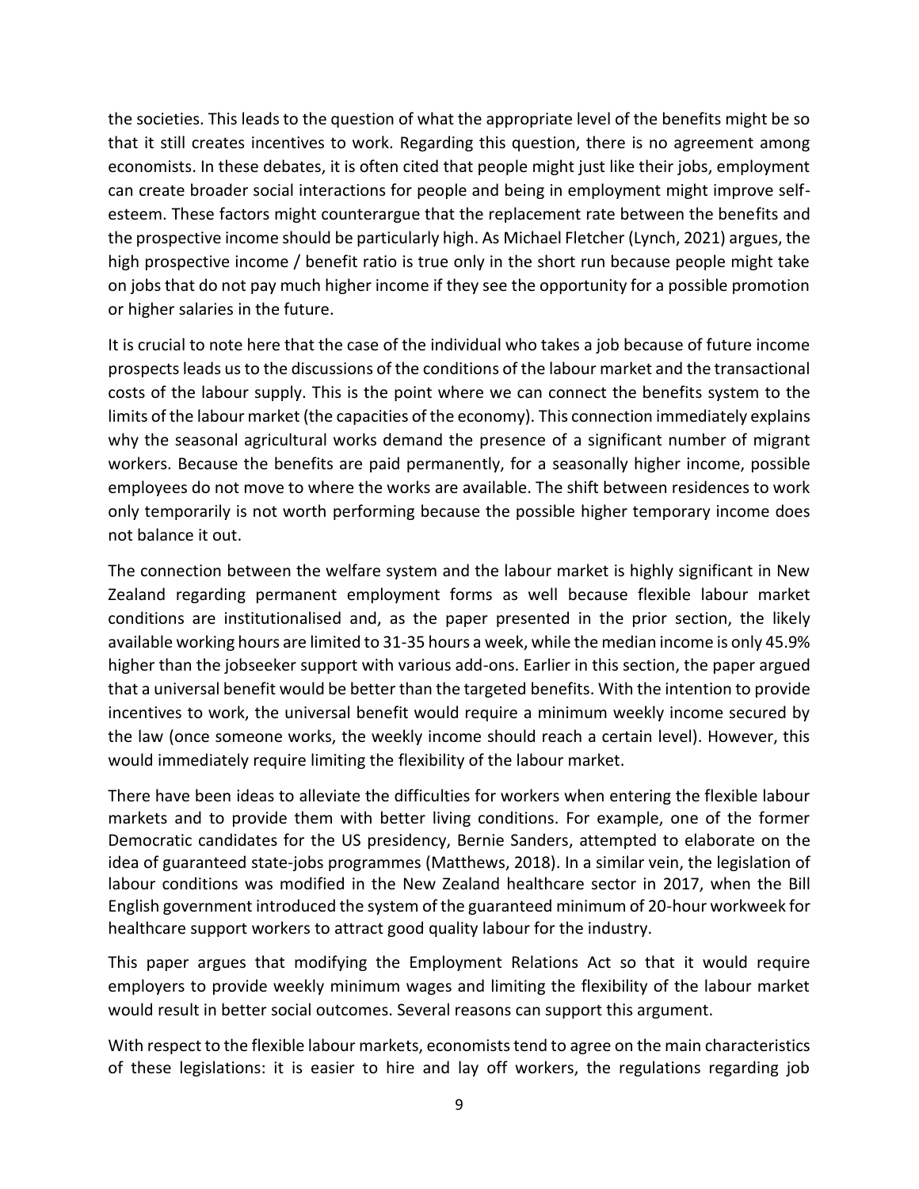the societies. This leads to the question of what the appropriate level of the benefits might be so that it still creates incentives to work. Regarding this question, there is no agreement among economists. In these debates, it is often cited that people might just like their jobs, employment can create broader social interactions for people and being in employment might improve self-esteem. These factors might counterargue that the replacement rate between the benefits and the prospective income should be particularly high. As Michael Fletcher (Lynch, 2021) argues, the high prospective income / benefit ratio is true only in the short run because people might take on jobs that do not pay much higher income if they see the opportunity for a possible promotion or higher salaries in the future.

It is crucial to note here that the case of the individual who takes a job because of future income prospects leads us to the discussions of the conditions of the labour market and the transactional costs of the labour supply. This is the point where we can connect the benefits system to the limits of the labour market (the capacities of the economy). This connection immediately explains why the seasonal agricultural works demand the presence of a significant number of migrant workers. Because the benefits are paid permanently, for a seasonally higher income, possible employees do not move to where the works are available. The shift between residences to work only temporarily is not worth performing because the possible higher temporary income does not balance it out.

The connection between the welfare system and the labour market is highly significant in New Zealand regarding permanent employment forms as well because flexible labour market conditions are institutionalised and, as the paper presented in the prior section, the likely available working hours are limited to 31-35 hours a week, while the median income is only 45.9% higher than the jobseeker support with various add-ons. Earlier in this section, the paper argued that a universal benefit would be better than the targeted benefits. With the intention to provide incentives to work, the universal benefit would require a minimum weekly income secured by the law (once someone works, the weekly income should reach a certain level). However, this would immediately require limiting the flexibility of the labour market.

There have been ideas to alleviate the difficulties for workers when entering the flexible labour markets and to provide them with better living conditions. For example, one of the former Democratic candidates for the US presidency, Bernie Sanders, attempted to elaborate on the idea of guaranteed state-jobs programmes (Matthews, 2018). In a similar vein, the legislation of labour conditions was modified in the New Zealand healthcare sector in 2017, when the Bill English government introduced the system of the guaranteed minimum of 20-hour workweek for healthcare support workers to attract good quality labour for the industry.

This paper argues that modifying the Employment Relations Act so that it would require employers to provide weekly minimum wages and limiting the flexibility of the labour market would result in better social outcomes. Several reasons can support this argument.

With respect to the flexible labour markets, economists tend to agree on the main characteristics of these legislations: it is easier to hire and lay off workers, the regulations regarding job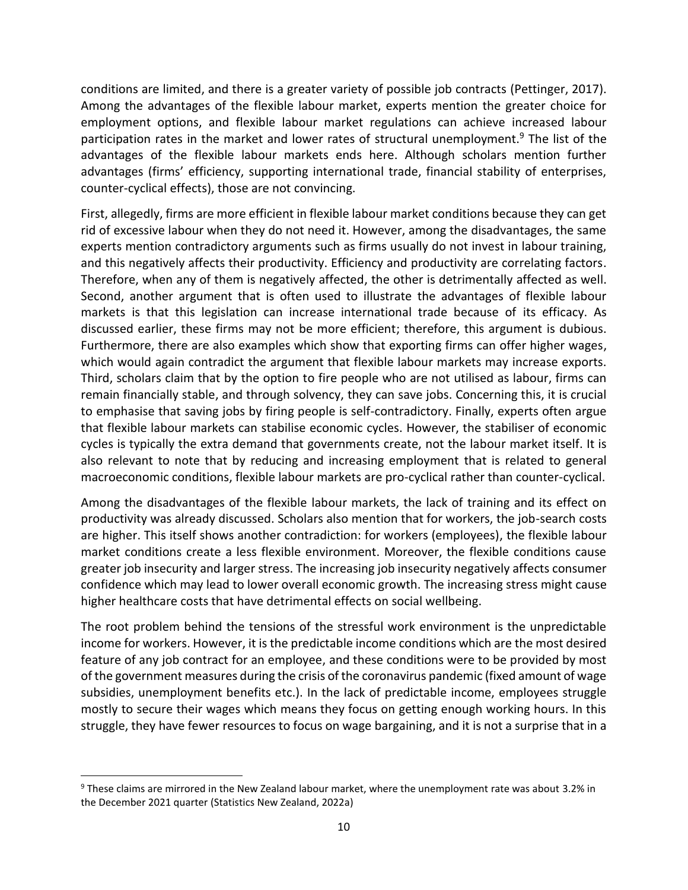conditions are limited, and there is a greater variety of possible job contracts (Pettinger, 2017). Among the advantages of the flexible labour market, experts mention the greater choice for employment options, and flexible labour market regulations can achieve increased labour participation rates in the market and lower rates of structural unemployment.[9] The list of the advantages of the flexible labour markets ends here. Although scholars mention further advantages (firms' efficiency, supporting international trade, financial stability of enterprises, counter-cyclical effects), those are not convincing.

First, allegedly, firms are more efficient in flexible labour market conditions because they can get rid of excessive labour when they do not need it. However, among the disadvantages, the same experts mention contradictory arguments such as firms usually do not invest in labour training, and this negatively affects their productivity. Efficiency and productivity are correlating factors. Therefore, when any of them is negatively affected, the other is detrimentally affected as well. Second, another argument that is often used to illustrate the advantages of flexible labour markets is that this legislation can increase international trade because of its efficacy. As discussed earlier, these firms may not be more efficient; therefore, this argument is dubious. Furthermore, there are also examples which show that exporting firms can offer higher wages, which would again contradict the argument that flexible labour markets may increase exports. Third, scholars claim that by the option to fire people who are not utilised as labour, firms can remain financially stable, and through solvency, they can save jobs. Concerning this, it is crucial to emphasise that saving jobs by firing people is self-contradictory. Finally, experts often argue that flexible labour markets can stabilise economic cycles. However, the stabiliser of economic cycles is typically the extra demand that governments create, not the labour market itself. It is also relevant to note that by reducing and increasing employment that is related to general macroeconomic conditions, flexible labour markets are pro-cyclical rather than counter-cyclical.

Among the disadvantages of the flexible labour markets, the lack of training and its effect on productivity was already discussed. Scholars also mention that for workers, the job-search costs are higher. This itself shows another contradiction: for workers (employees), the flexible labour market conditions create a less flexible environment. Moreover, the flexible conditions cause greater job insecurity and larger stress. The increasing job insecurity negatively affects consumer confidence which may lead to lower overall economic growth. The increasing stress might cause higher healthcare costs that have detrimental effects on social wellbeing.

The root problem behind the tensions of the stressful work environment is the unpredictable income for workers. However, it is the predictable income conditions which are the most desired feature of any job contract for an employee, and these conditions were to be provided by most of the government measures during the crisis of the coronavirus pandemic (fixed amount of wage subsidies, unemployment benefits etc.). In the lack of predictable income, employees struggle mostly to secure their wages which means they focus on getting enough working hours. In this struggle, they have fewer resources to focus on wage bargaining, and it is not a surprise that in a

[9] These claims are mirrored in the New Zealand labour market, where the unemployment rate was about 3.2% in the December 2021 quarter (Statistics New Zealand, 2022a)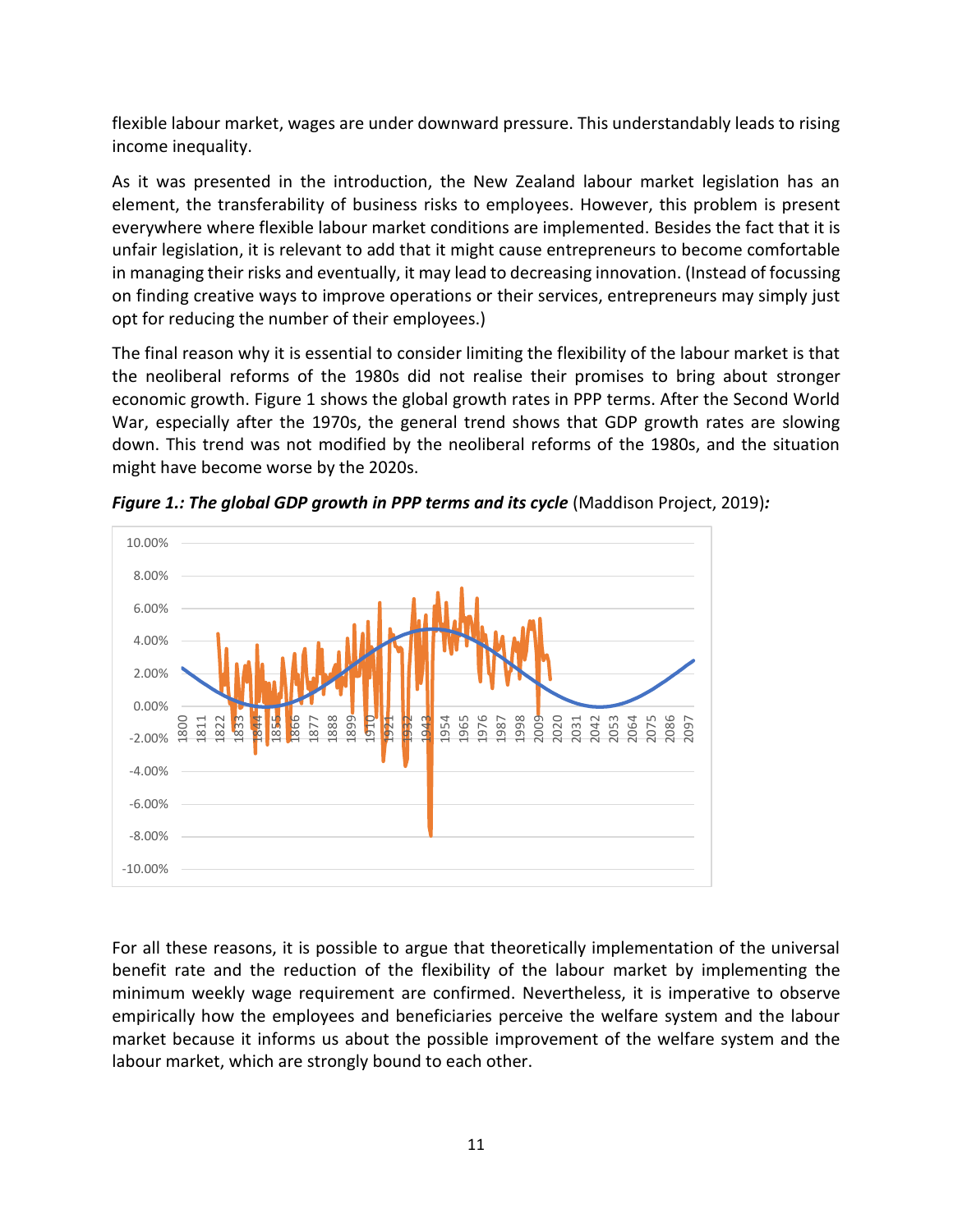flexible labour market, wages are under downward pressure. This understandably leads to rising income inequality.

As it was presented in the introduction, the New Zealand labour market legislation has an element, the transferability of business risks to employees. However, this problem is present everywhere where flexible labour market conditions are implemented. Besides the fact that it is unfair legislation, it is relevant to add that it might cause entrepreneurs to become comfortable in managing their risks and eventually, it may lead to decreasing innovation. (Instead of focussing on finding creative ways to improve operations or their services, entrepreneurs may simply just opt for reducing the number of their employees.)

The final reason why it is essential to consider limiting the flexibility of the labour market is that the neoliberal reforms of the 1980s did not realise their promises to bring about stronger economic growth. Figure 1 shows the global growth rates in PPP terms. After the Second World War, especially after the 1970s, the general trend shows that GDP growth rates are slowing down. This trend was not modified by the neoliberal reforms of the 1980s, and the situation might have become worse by the 2020s.

***Figure 1.: The global GDP growth in PPP terms and its cycle*** (Maddison Project, 2019)***:***

For all these reasons, it is possible to argue that theoretically implementation of the universal benefit rate and the reduction of the flexibility of the labour market by implementing the minimum weekly wage requirement are confirmed. Nevertheless, it is imperative to observe empirically how the employees and beneficiaries perceive the welfare system and the labour market because it informs us about the possible improvement of the welfare system and the labour market, which are strongly bound to each other.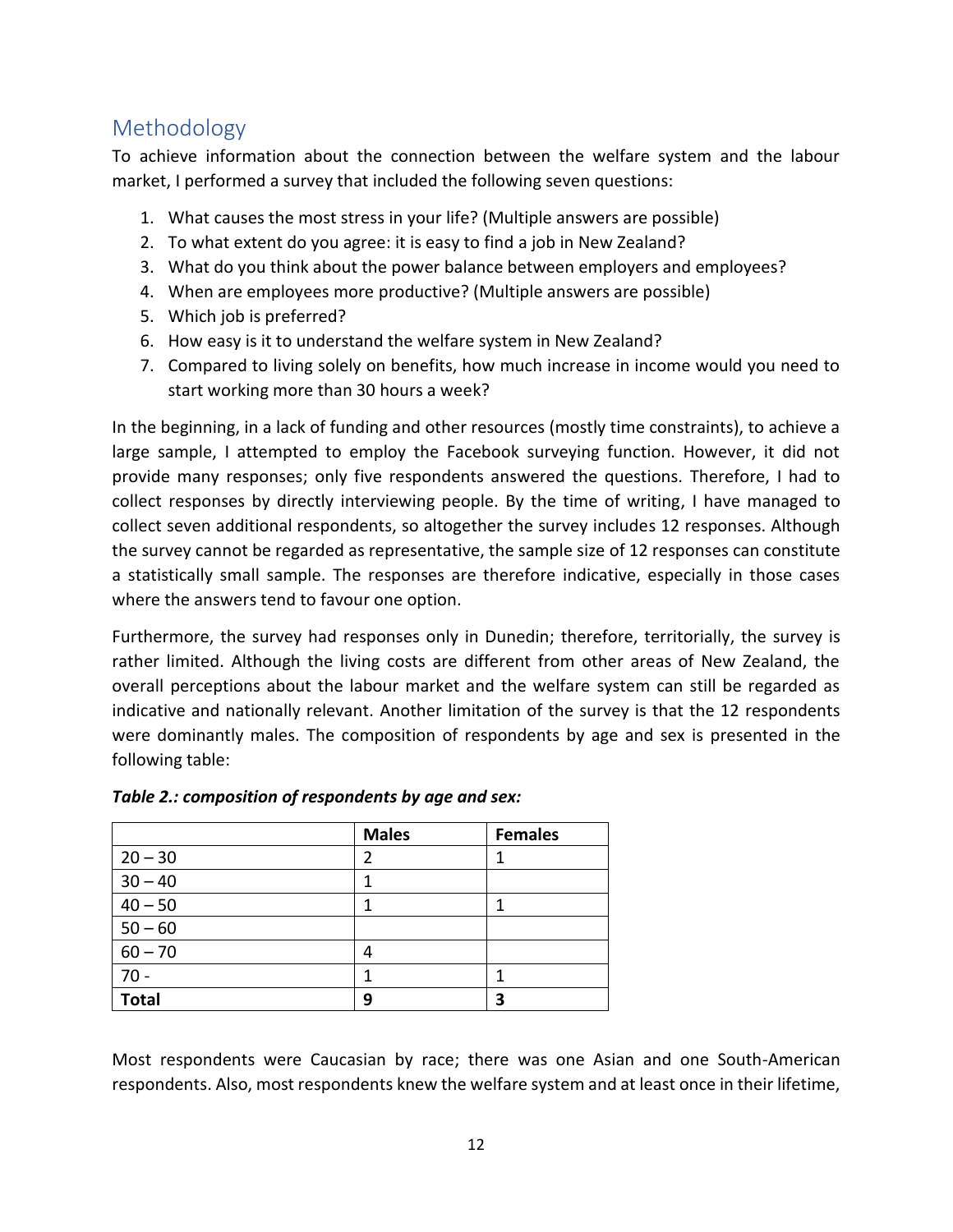## Methodology

To achieve information about the connection between the welfare system and the labour market, I performed a survey that included the following seven questions:

1. What causes the most stress in your life? (Multiple answers are possible)
2. To what extent do you agree: it is easy to find a job in New Zealand?
3. What do you think about the power balance between employers and employees?
4. When are employees more productive? (Multiple answers are possible)
5. Which job is preferred?
6. How easy is it to understand the welfare system in New Zealand?
7. Compared to living solely on benefits, how much increase in income would you need to start working more than 30 hours a week?

In the beginning, in a lack of funding and other resources (mostly time constraints), to achieve a large sample, I attempted to employ the Facebook surveying function. However, it did not provide many responses; only five respondents answered the questions. Therefore, I had to collect responses by directly interviewing people. By the time of writing, I have managed to collect seven additional respondents, so altogether the survey includes 12 responses. Although the survey cannot be regarded as representative, the sample size of 12 responses can constitute a statistically small sample. The responses are therefore indicative, especially in those cases where the answers tend to favour one option.

Furthermore, the survey had responses only in Dunedin; therefore, territorially, the survey is rather limited. Although the living costs are different from other areas of New Zealand, the overall perceptions about the labour market and the welfare system can still be regarded as indicative and nationally relevant. Another limitation of the survey is that the 12 respondents were dominantly males. The composition of respondents by age and sex is presented in the following table:

***Table 2.: composition of respondents by age and sex:***

| | **Males** | **Females** |
|---|---|---|
| 20 – 30 | 2 | 1 |
| 30 – 40 | 1 | |
| 40 – 50 | 1 | 1 |
| 50 – 60 | | |
| 60 – 70 | 4 | |
| 70 - | 1 | 1 |
| **Total** | **9** | **3** |

Most respondents were Caucasian by race; there was one Asian and one South-American respondents. Also, most respondents knew the welfare system and at least once in their lifetime,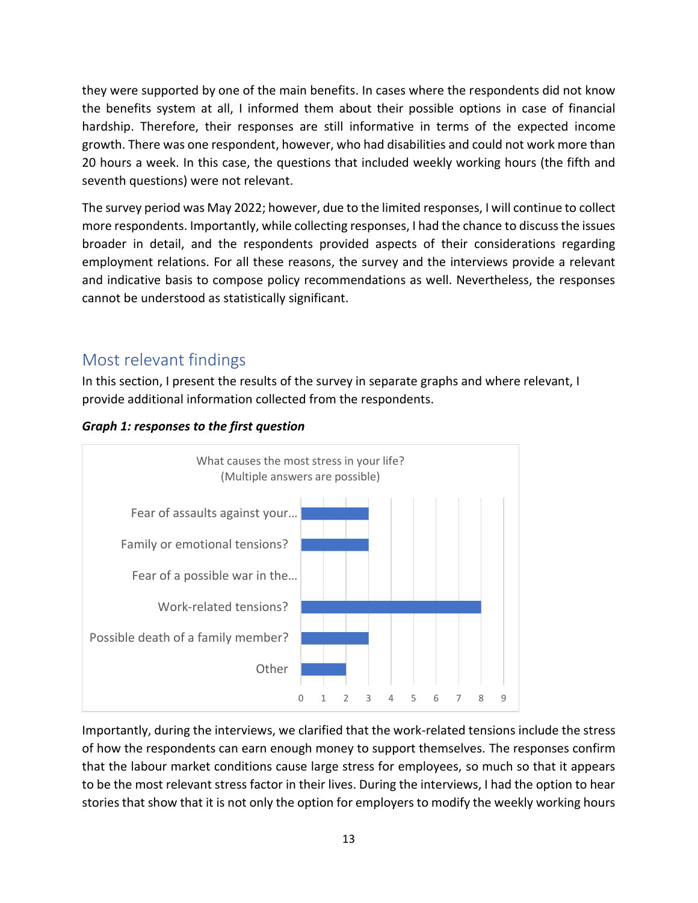they were supported by one of the main benefits. In cases where the respondents did not know the benefits system at all, I informed them about their possible options in case of financial hardship. Therefore, their responses are still informative in terms of the expected income growth. There was one respondent, however, who had disabilities and could not work more than 20 hours a week. In this case, the questions that included weekly working hours (the fifth and seventh questions) were not relevant.

The survey period was May 2022; however, due to the limited responses, I will continue to collect more respondents. Importantly, while collecting responses, I had the chance to discuss the issues broader in detail, and the respondents provided aspects of their considerations regarding employment relations. For all these reasons, the survey and the interviews provide a relevant and indicative basis to compose policy recommendations as well. Nevertheless, the responses cannot be understood as statistically significant.

## Most relevant findings

In this section, I present the results of the survey in separate graphs and where relevant, I provide additional information collected from the respondents.

***Graph 1: responses to the first question***

What causes the most stress in your life?
(Multiple answers are possible)

| Answer | Responses |
|---|---|
| Fear of assaults against your… | 3 |
| Family or emotional tensions? | 3 |
| Fear of a possible war in the… | 0 |
| Work-related tensions? | 8 |
| Possible death of a family member? | 3 |
| Other | 2 |

Importantly, during the interviews, we clarified that the work-related tensions include the stress of how the respondents can earn enough money to support themselves. The responses confirm that the labour market conditions cause large stress for employees, so much so that it appears to be the most relevant stress factor in their lives. During the interviews, I had the option to hear stories that show that it is not only the option for employers to modify the weekly working hours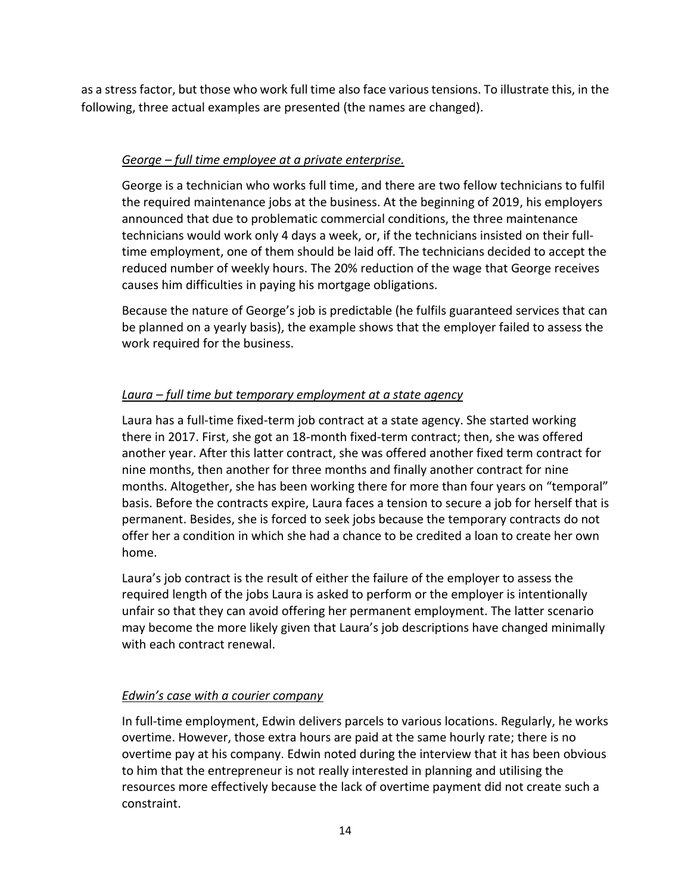as a stress factor, but those who work full time also face various tensions. To illustrate this, in the following, three actual examples are presented (the names are changed).

*George – full time employee at a private enterprise.*

George is a technician who works full time, and there are two fellow technicians to fulfil the required maintenance jobs at the business. At the beginning of 2019, his employers announced that due to problematic commercial conditions, the three maintenance technicians would work only 4 days a week, or, if the technicians insisted on their full-time employment, one of them should be laid off. The technicians decided to accept the reduced number of weekly hours. The 20% reduction of the wage that George receives causes him difficulties in paying his mortgage obligations.

Because the nature of George's job is predictable (he fulfils guaranteed services that can be planned on a yearly basis), the example shows that the employer failed to assess the work required for the business.

*Laura – full time but temporary employment at a state agency*

Laura has a full-time fixed-term job contract at a state agency. She started working there in 2017. First, she got an 18-month fixed-term contract; then, she was offered another year. After this latter contract, she was offered another fixed term contract for nine months, then another for three months and finally another contract for nine months. Altogether, she has been working there for more than four years on "temporal" basis. Before the contracts expire, Laura faces a tension to secure a job for herself that is permanent. Besides, she is forced to seek jobs because the temporary contracts do not offer her a condition in which she had a chance to be credited a loan to create her own home.

Laura's job contract is the result of either the failure of the employer to assess the required length of the jobs Laura is asked to perform or the employer is intentionally unfair so that they can avoid offering her permanent employment. The latter scenario may become the more likely given that Laura's job descriptions have changed minimally with each contract renewal.

*Edwin's case with a courier company*

In full-time employment, Edwin delivers parcels to various locations. Regularly, he works overtime. However, those extra hours are paid at the same hourly rate; there is no overtime pay at his company. Edwin noted during the interview that it has been obvious to him that the entrepreneur is not really interested in planning and utilising the resources more effectively because the lack of overtime payment did not create such a constraint.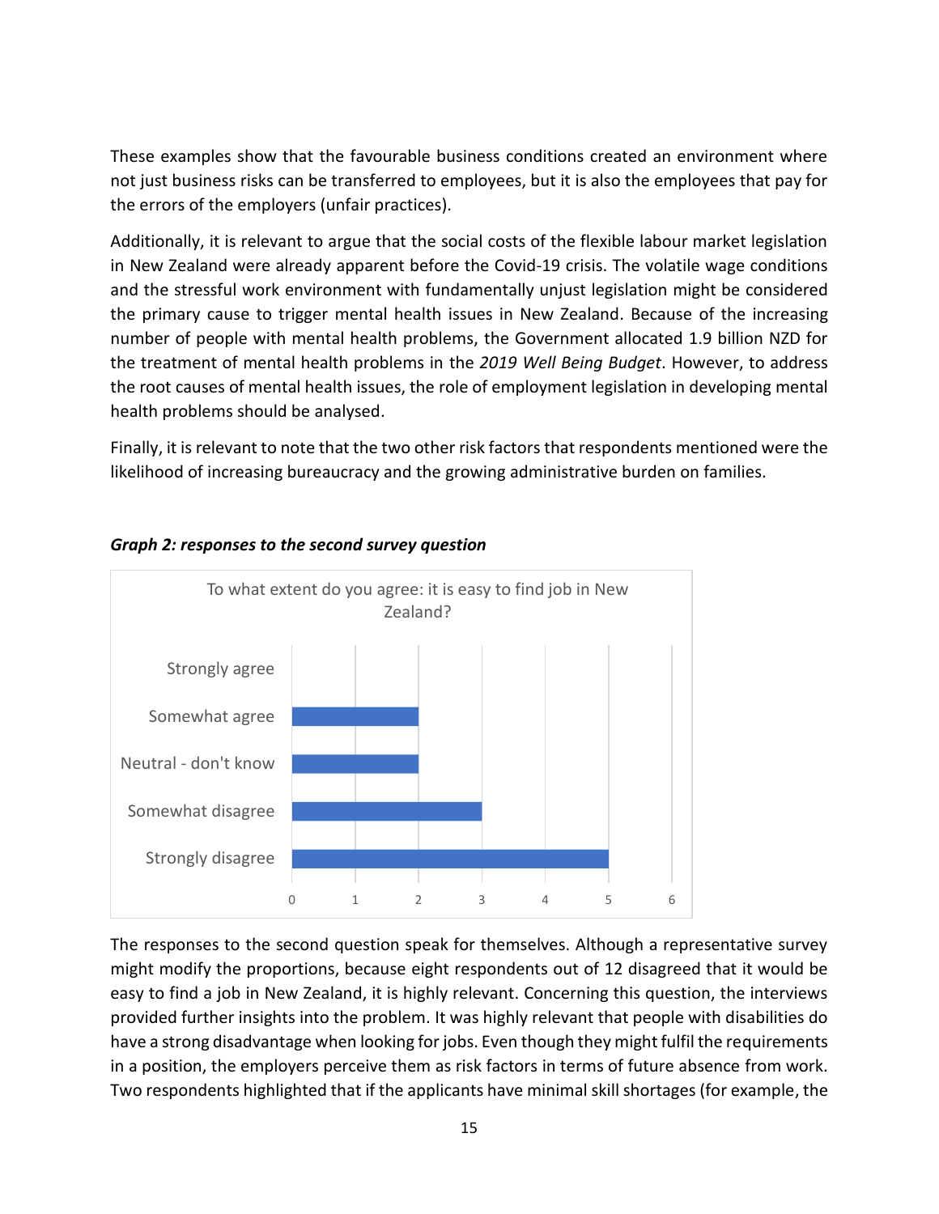These examples show that the favourable business conditions created an environment where not just business risks can be transferred to employees, but it is also the employees that pay for the errors of the employers (unfair practices).

Additionally, it is relevant to argue that the social costs of the flexible labour market legislation in New Zealand were already apparent before the Covid-19 crisis. The volatile wage conditions and the stressful work environment with fundamentally unjust legislation might be considered the primary cause to trigger mental health issues in New Zealand. Because of the increasing number of people with mental health problems, the Government allocated 1.9 billion NZD for the treatment of mental health problems in the *2019 Well Being Budget*. However, to address the root causes of mental health issues, the role of employment legislation in developing mental health problems should be analysed.

Finally, it is relevant to note that the two other risk factors that respondents mentioned were the likelihood of increasing bureaucracy and the growing administrative burden on families.

***Graph 2: responses to the second survey question***

To what extent do you agree: it is easy to find job in New Zealand?

| Response | Count |
| --- | --- |
| Strongly agree | 0 |
| Somewhat agree | 2 |
| Neutral - don't know | 2 |
| Somewhat disagree | 3 |
| Strongly disagree | 5 |

The responses to the second question speak for themselves. Although a representative survey might modify the proportions, because eight respondents out of 12 disagreed that it would be easy to find a job in New Zealand, it is highly relevant. Concerning this question, the interviews provided further insights into the problem. It was highly relevant that people with disabilities do have a strong disadvantage when looking for jobs. Even though they might fulfil the requirements in a position, the employers perceive them as risk factors in terms of future absence from work. Two respondents highlighted that if the applicants have minimal skill shortages (for example, the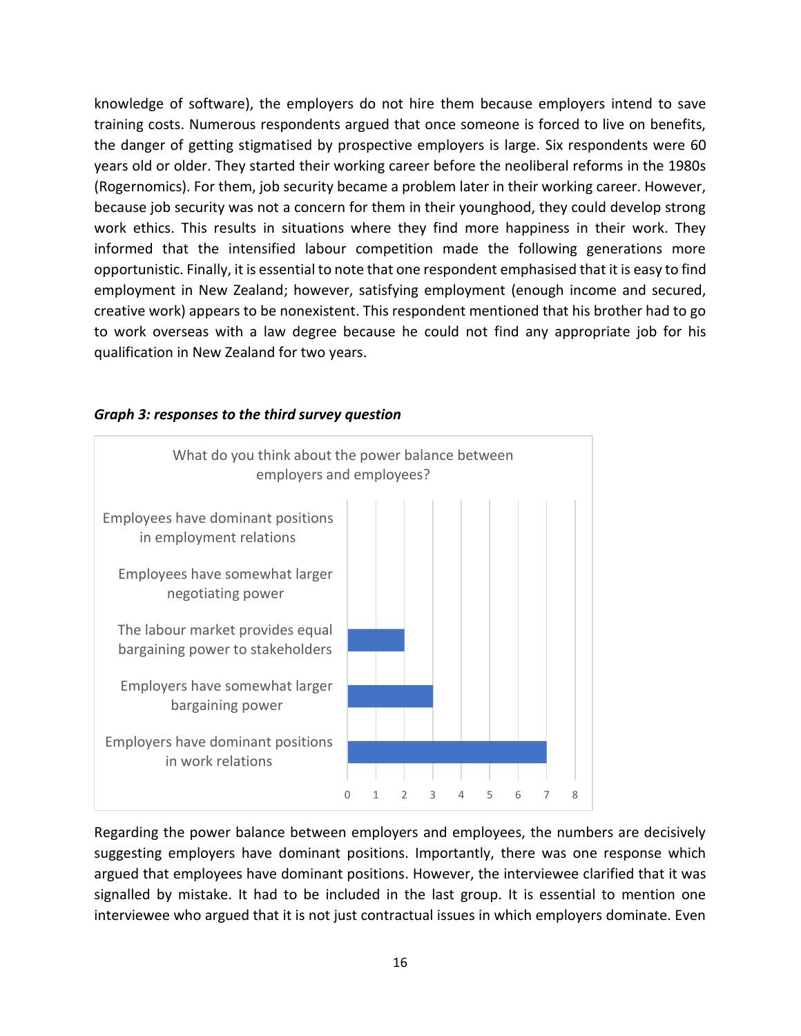knowledge of software), the employers do not hire them because employers intend to save training costs. Numerous respondents argued that once someone is forced to live on benefits, the danger of getting stigmatised by prospective employers is large. Six respondents were 60 years old or older. They started their working career before the neoliberal reforms in the 1980s (Rogernomics). For them, job security became a problem later in their working career. However, because job security was not a concern for them in their younghood, they could develop strong work ethics. This results in situations where they find more happiness in their work. They informed that the intensified labour competition made the following generations more opportunistic. Finally, it is essential to note that one respondent emphasised that it is easy to find employment in New Zealand; however, satisfying employment (enough income and secured, creative work) appears to be nonexistent. This respondent mentioned that his brother had to go to work overseas with a law degree because he could not find any appropriate job for his qualification in New Zealand for two years.

***Graph 3: responses to the third survey question***

What do you think about the power balance between employers and employees?

| Response | Count |
| --- | --- |
| Employees have dominant positions in employment relations | 0 |
| Employees have somewhat larger negotiating power | 0 |
| The labour market provides equal bargaining power to stakeholders | 2 |
| Employers have somewhat larger bargaining power | 3 |
| Employers have dominant positions in work relations | 7 |

Regarding the power balance between employers and employees, the numbers are decisively suggesting employers have dominant positions. Importantly, there was one response which argued that employees have dominant positions. However, the interviewee clarified that it was signalled by mistake. It had to be included in the last group. It is essential to mention one interviewee who argued that it is not just contractual issues in which employers dominate. Even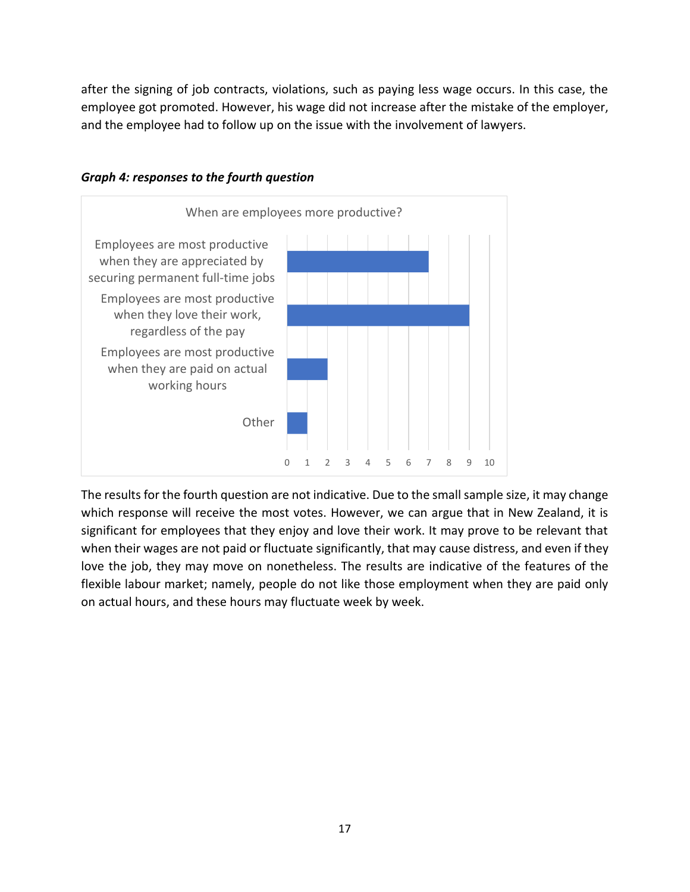after the signing of job contracts, violations, such as paying less wage occurs. In this case, the employee got promoted. However, his wage did not increase after the mistake of the employer, and the employee had to follow up on the issue with the involvement of lawyers.

***Graph 4: responses to the fourth question***

When are employees more productive?

| Response | Count |
|---|---|
| Employees are most productive when they are appreciated by securing permanent full-time jobs | 7 |
| Employees are most productive when they love their work, regardless of the pay | 9 |
| Employees are most productive when they are paid on actual working hours | 2 |
| Other | 1 |

The results for the fourth question are not indicative. Due to the small sample size, it may change which response will receive the most votes. However, we can argue that in New Zealand, it is significant for employees that they enjoy and love their work. It may prove to be relevant that when their wages are not paid or fluctuate significantly, that may cause distress, and even if they love the job, they may move on nonetheless. The results are indicative of the features of the flexible labour market; namely, people do not like those employment when they are paid only on actual hours, and these hours may fluctuate week by week.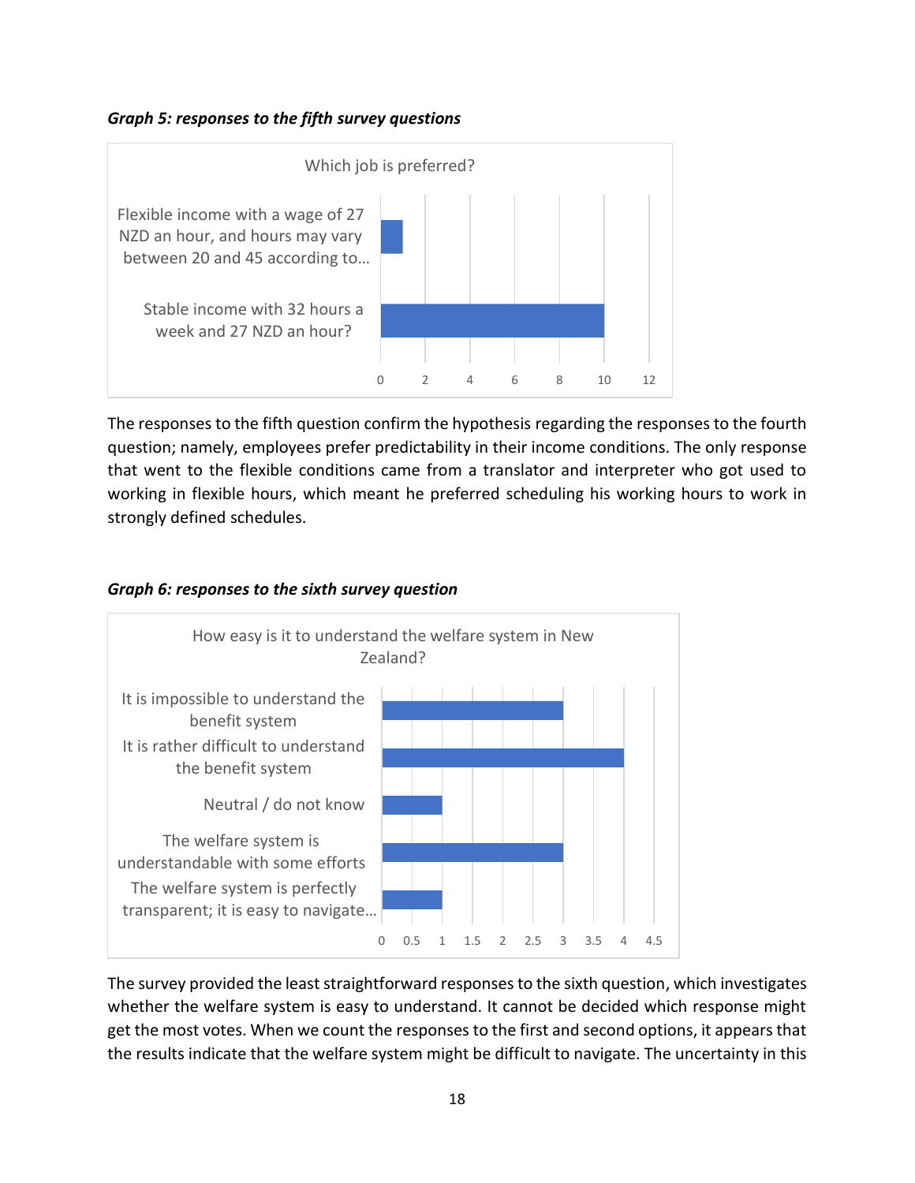***Graph 5: responses to the fifth survey questions***

| Which job is preferred? | |
|---|---|
| Flexible income with a wage of 27 NZD an hour, and hours may vary between 20 and 45 according to… | 1 |
| Stable income with 32 hours a week and 27 NZD an hour? | 10 |

The responses to the fifth question confirm the hypothesis regarding the responses to the fourth question; namely, employees prefer predictability in their income conditions. The only response that went to the flexible conditions came from a translator and interpreter who got used to working in flexible hours, which meant he preferred scheduling his working hours to work in strongly defined schedules.

***Graph 6: responses to the sixth survey question***

| How easy is it to understand the welfare system in New Zealand? | |
|---|---|
| It is impossible to understand the benefit system | 3 |
| It is rather difficult to understand the benefit system | 4 |
| Neutral / do not know | 1 |
| The welfare system is understandable with some efforts | 3 |
| The welfare system is perfectly transparent; it is easy to navigate… | 1 |

The survey provided the least straightforward responses to the sixth question, which investigates whether the welfare system is easy to understand. It cannot be decided which response might get the most votes. When we count the responses to the first and second options, it appears that the results indicate that the welfare system might be difficult to navigate. The uncertainty in this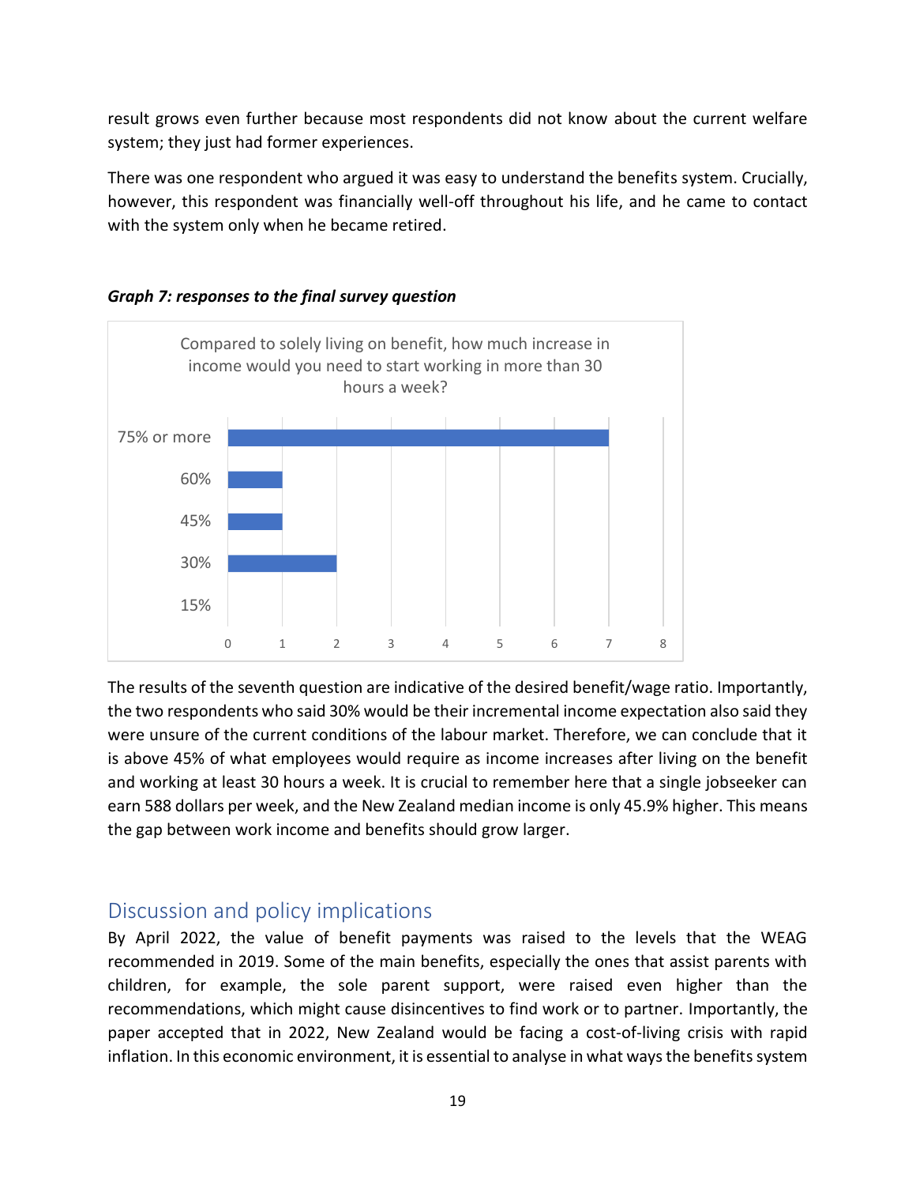result grows even further because most respondents did not know about the current welfare system; they just had former experiences.

There was one respondent who argued it was easy to understand the benefits system. Crucially, however, this respondent was financially well-off throughout his life, and he came to contact with the system only when he became retired.

***Graph 7: responses to the final survey question***

Compared to solely living on benefit, how much increase in income would you need to start working in more than 30 hours a week?

| Response | Number of respondents |
|---|---|
| 75% or more | 7 |
| 60% | 1 |
| 45% | 1 |
| 30% | 2 |
| 15% | 0 |

The results of the seventh question are indicative of the desired benefit/wage ratio. Importantly, the two respondents who said 30% would be their incremental income expectation also said they were unsure of the current conditions of the labour market. Therefore, we can conclude that it is above 45% of what employees would require as income increases after living on the benefit and working at least 30 hours a week. It is crucial to remember here that a single jobseeker can earn 588 dollars per week, and the New Zealand median income is only 45.9% higher. This means the gap between work income and benefits should grow larger.

## Discussion and policy implications

By April 2022, the value of benefit payments was raised to the levels that the WEAG recommended in 2019. Some of the main benefits, especially the ones that assist parents with children, for example, the sole parent support, were raised even higher than the recommendations, which might cause disincentives to find work or to partner. Importantly, the paper accepted that in 2022, New Zealand would be facing a cost-of-living crisis with rapid inflation. In this economic environment, it is essential to analyse in what ways the benefits system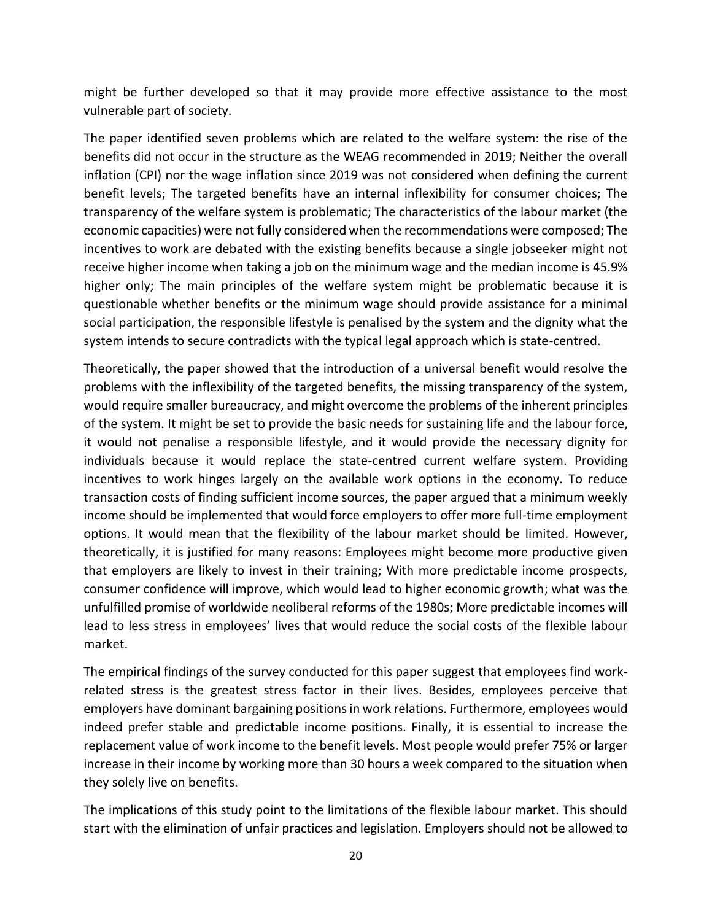might be further developed so that it may provide more effective assistance to the most vulnerable part of society.

The paper identified seven problems which are related to the welfare system: the rise of the benefits did not occur in the structure as the WEAG recommended in 2019; Neither the overall inflation (CPI) nor the wage inflation since 2019 was not considered when defining the current benefit levels; The targeted benefits have an internal inflexibility for consumer choices; The transparency of the welfare system is problematic; The characteristics of the labour market (the economic capacities) were not fully considered when the recommendations were composed; The incentives to work are debated with the existing benefits because a single jobseeker might not receive higher income when taking a job on the minimum wage and the median income is 45.9% higher only; The main principles of the welfare system might be problematic because it is questionable whether benefits or the minimum wage should provide assistance for a minimal social participation, the responsible lifestyle is penalised by the system and the dignity what the system intends to secure contradicts with the typical legal approach which is state-centred.

Theoretically, the paper showed that the introduction of a universal benefit would resolve the problems with the inflexibility of the targeted benefits, the missing transparency of the system, would require smaller bureaucracy, and might overcome the problems of the inherent principles of the system. It might be set to provide the basic needs for sustaining life and the labour force, it would not penalise a responsible lifestyle, and it would provide the necessary dignity for individuals because it would replace the state-centred current welfare system. Providing incentives to work hinges largely on the available work options in the economy. To reduce transaction costs of finding sufficient income sources, the paper argued that a minimum weekly income should be implemented that would force employers to offer more full-time employment options. It would mean that the flexibility of the labour market should be limited. However, theoretically, it is justified for many reasons: Employees might become more productive given that employers are likely to invest in their training; With more predictable income prospects, consumer confidence will improve, which would lead to higher economic growth; what was the unfulfilled promise of worldwide neoliberal reforms of the 1980s; More predictable incomes will lead to less stress in employees' lives that would reduce the social costs of the flexible labour market.

The empirical findings of the survey conducted for this paper suggest that employees find work-related stress is the greatest stress factor in their lives. Besides, employees perceive that employers have dominant bargaining positions in work relations. Furthermore, employees would indeed prefer stable and predictable income positions. Finally, it is essential to increase the replacement value of work income to the benefit levels. Most people would prefer 75% or larger increase in their income by working more than 30 hours a week compared to the situation when they solely live on benefits.

The implications of this study point to the limitations of the flexible labour market. This should start with the elimination of unfair practices and legislation. Employers should not be allowed to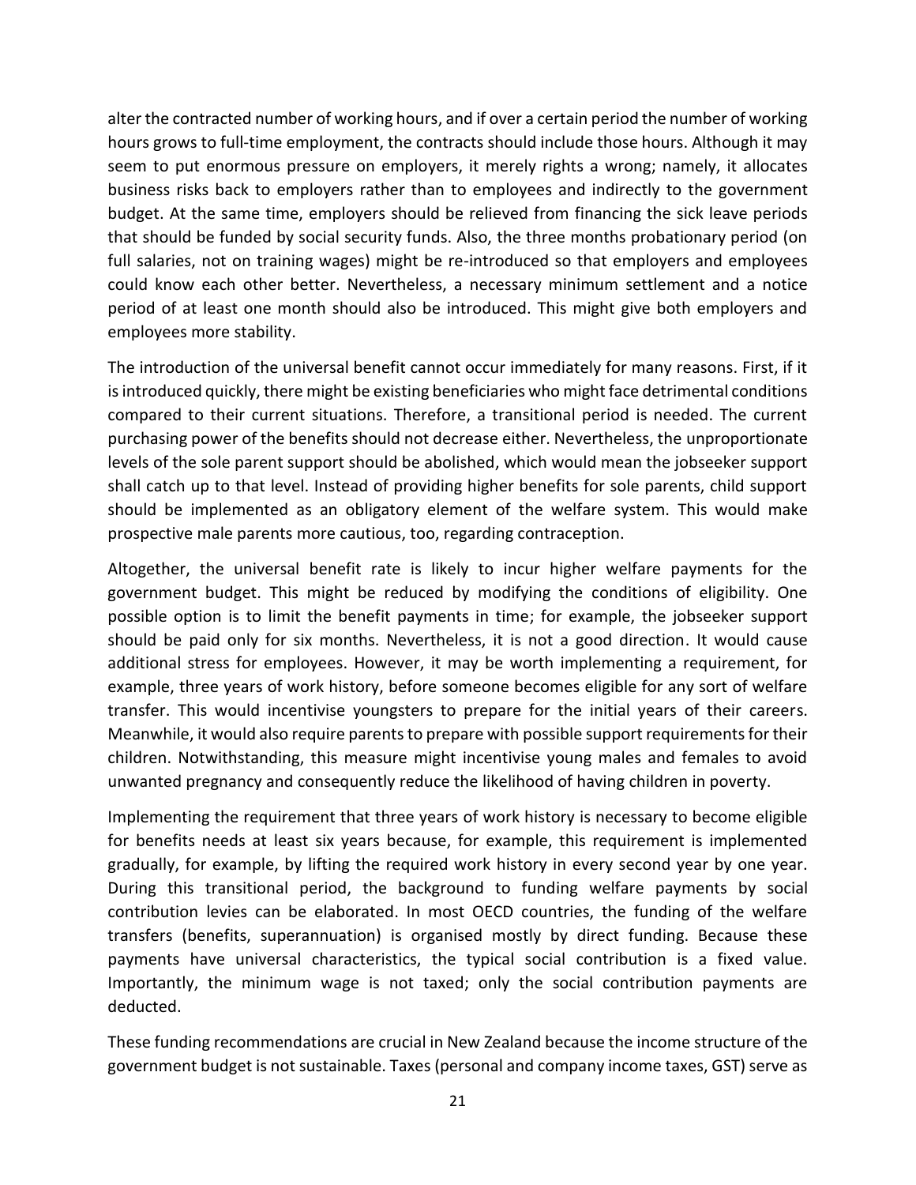alter the contracted number of working hours, and if over a certain period the number of working hours grows to full-time employment, the contracts should include those hours. Although it may seem to put enormous pressure on employers, it merely rights a wrong; namely, it allocates business risks back to employers rather than to employees and indirectly to the government budget. At the same time, employers should be relieved from financing the sick leave periods that should be funded by social security funds. Also, the three months probationary period (on full salaries, not on training wages) might be re-introduced so that employers and employees could know each other better. Nevertheless, a necessary minimum settlement and a notice period of at least one month should also be introduced. This might give both employers and employees more stability.

The introduction of the universal benefit cannot occur immediately for many reasons. First, if it is introduced quickly, there might be existing beneficiaries who might face detrimental conditions compared to their current situations. Therefore, a transitional period is needed. The current purchasing power of the benefits should not decrease either. Nevertheless, the unproportionate levels of the sole parent support should be abolished, which would mean the jobseeker support shall catch up to that level. Instead of providing higher benefits for sole parents, child support should be implemented as an obligatory element of the welfare system. This would make prospective male parents more cautious, too, regarding contraception.

Altogether, the universal benefit rate is likely to incur higher welfare payments for the government budget. This might be reduced by modifying the conditions of eligibility. One possible option is to limit the benefit payments in time; for example, the jobseeker support should be paid only for six months. Nevertheless, it is not a good direction. It would cause additional stress for employees. However, it may be worth implementing a requirement, for example, three years of work history, before someone becomes eligible for any sort of welfare transfer. This would incentivise youngsters to prepare for the initial years of their careers. Meanwhile, it would also require parents to prepare with possible support requirements for their children. Notwithstanding, this measure might incentivise young males and females to avoid unwanted pregnancy and consequently reduce the likelihood of having children in poverty.

Implementing the requirement that three years of work history is necessary to become eligible for benefits needs at least six years because, for example, this requirement is implemented gradually, for example, by lifting the required work history in every second year by one year. During this transitional period, the background to funding welfare payments by social contribution levies can be elaborated. In most OECD countries, the funding of the welfare transfers (benefits, superannuation) is organised mostly by direct funding. Because these payments have universal characteristics, the typical social contribution is a fixed value. Importantly, the minimum wage is not taxed; only the social contribution payments are deducted.

These funding recommendations are crucial in New Zealand because the income structure of the government budget is not sustainable. Taxes (personal and company income taxes, GST) serve as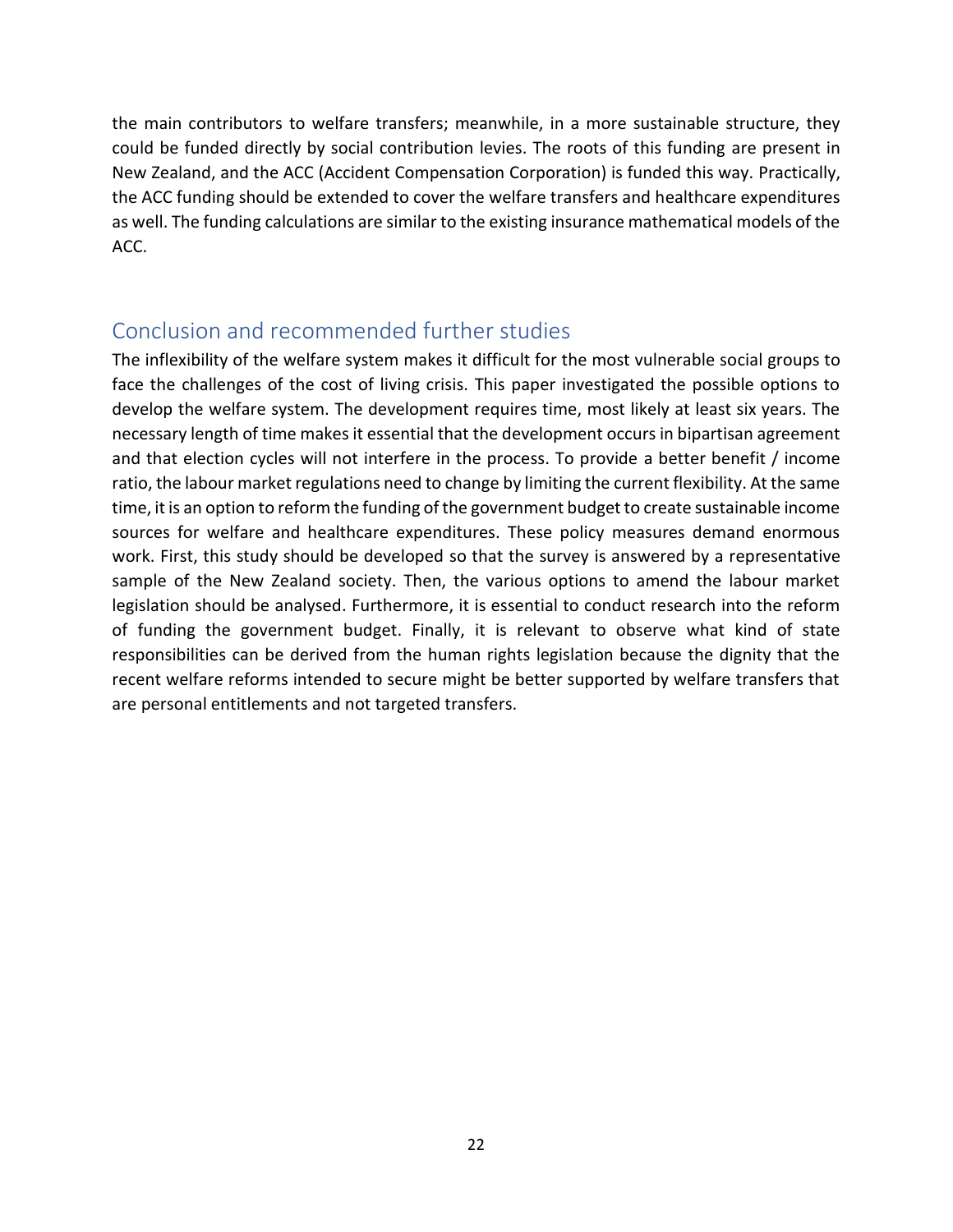the main contributors to welfare transfers; meanwhile, in a more sustainable structure, they could be funded directly by social contribution levies. The roots of this funding are present in New Zealand, and the ACC (Accident Compensation Corporation) is funded this way. Practically, the ACC funding should be extended to cover the welfare transfers and healthcare expenditures as well. The funding calculations are similar to the existing insurance mathematical models of the ACC.

## Conclusion and recommended further studies

The inflexibility of the welfare system makes it difficult for the most vulnerable social groups to face the challenges of the cost of living crisis. This paper investigated the possible options to develop the welfare system. The development requires time, most likely at least six years. The necessary length of time makes it essential that the development occurs in bipartisan agreement and that election cycles will not interfere in the process. To provide a better benefit / income ratio, the labour market regulations need to change by limiting the current flexibility. At the same time, it is an option to reform the funding of the government budget to create sustainable income sources for welfare and healthcare expenditures. These policy measures demand enormous work. First, this study should be developed so that the survey is answered by a representative sample of the New Zealand society. Then, the various options to amend the labour market legislation should be analysed. Furthermore, it is essential to conduct research into the reform of funding the government budget. Finally, it is relevant to observe what kind of state responsibilities can be derived from the human rights legislation because the dignity that the recent welfare reforms intended to secure might be better supported by welfare transfers that are personal entitlements and not targeted transfers.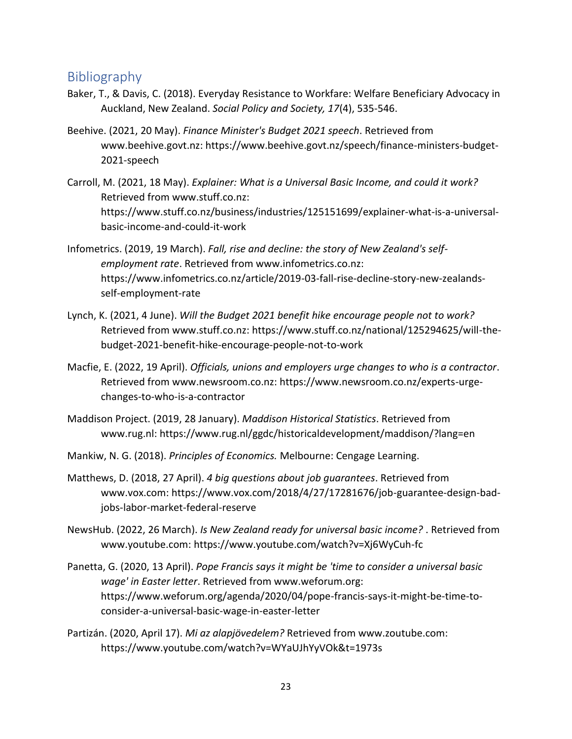## Bibliography

Baker, T., & Davis, C. (2018). Everyday Resistance to Workfare: Welfare Beneficiary Advocacy in Auckland, New Zealand. *Social Policy and Society, 17*(4), 535-546.

Beehive. (2021, 20 May). *Finance Minister's Budget 2021 speech*. Retrieved from www.beehive.govt.nz: https://www.beehive.govt.nz/speech/finance-ministers-budget-2021-speech

Carroll, M. (2021, 18 May). *Explainer: What is a Universal Basic Income, and could it work?* Retrieved from www.stuff.co.nz: https://www.stuff.co.nz/business/industries/125151699/explainer-what-is-a-universal-basic-income-and-could-it-work

Infometrics. (2019, 19 March). *Fall, rise and decline: the story of New Zealand's self-employment rate*. Retrieved from www.infometrics.co.nz: https://www.infometrics.co.nz/article/2019-03-fall-rise-decline-story-new-zealands-self-employment-rate

Lynch, K. (2021, 4 June). *Will the Budget 2021 benefit hike encourage people not to work?* Retrieved from www.stuff.co.nz: https://www.stuff.co.nz/national/125294625/will-the-budget-2021-benefit-hike-encourage-people-not-to-work

Macfie, E. (2022, 19 April). *Officials, unions and employers urge changes to who is a contractor*. Retrieved from www.newsroom.co.nz: https://www.newsroom.co.nz/experts-urge-changes-to-who-is-a-contractor

Maddison Project. (2019, 28 January). *Maddison Historical Statistics*. Retrieved from www.rug.nl: https://www.rug.nl/ggdc/historicaldevelopment/maddison/?lang=en

Mankiw, N. G. (2018). *Principles of Economics.* Melbourne: Cengage Learning.

Matthews, D. (2018, 27 April). *4 big questions about job guarantees*. Retrieved from www.vox.com: https://www.vox.com/2018/4/27/17281676/job-guarantee-design-bad-jobs-labor-market-federal-reserve

NewsHub. (2022, 26 March). *Is New Zealand ready for universal basic income?* . Retrieved from www.youtube.com: https://www.youtube.com/watch?v=Xj6WyCuh-fc

Panetta, G. (2020, 13 April). *Pope Francis says it might be 'time to consider a universal basic wage' in Easter letter*. Retrieved from www.weforum.org: https://www.weforum.org/agenda/2020/04/pope-francis-says-it-might-be-time-to-consider-a-universal-basic-wage-in-easter-letter

Partizán. (2020, April 17). *Mi az alapjövedelem?* Retrieved from www.zoutube.com: https://www.youtube.com/watch?v=WYaUJhYyVOk&t=1973s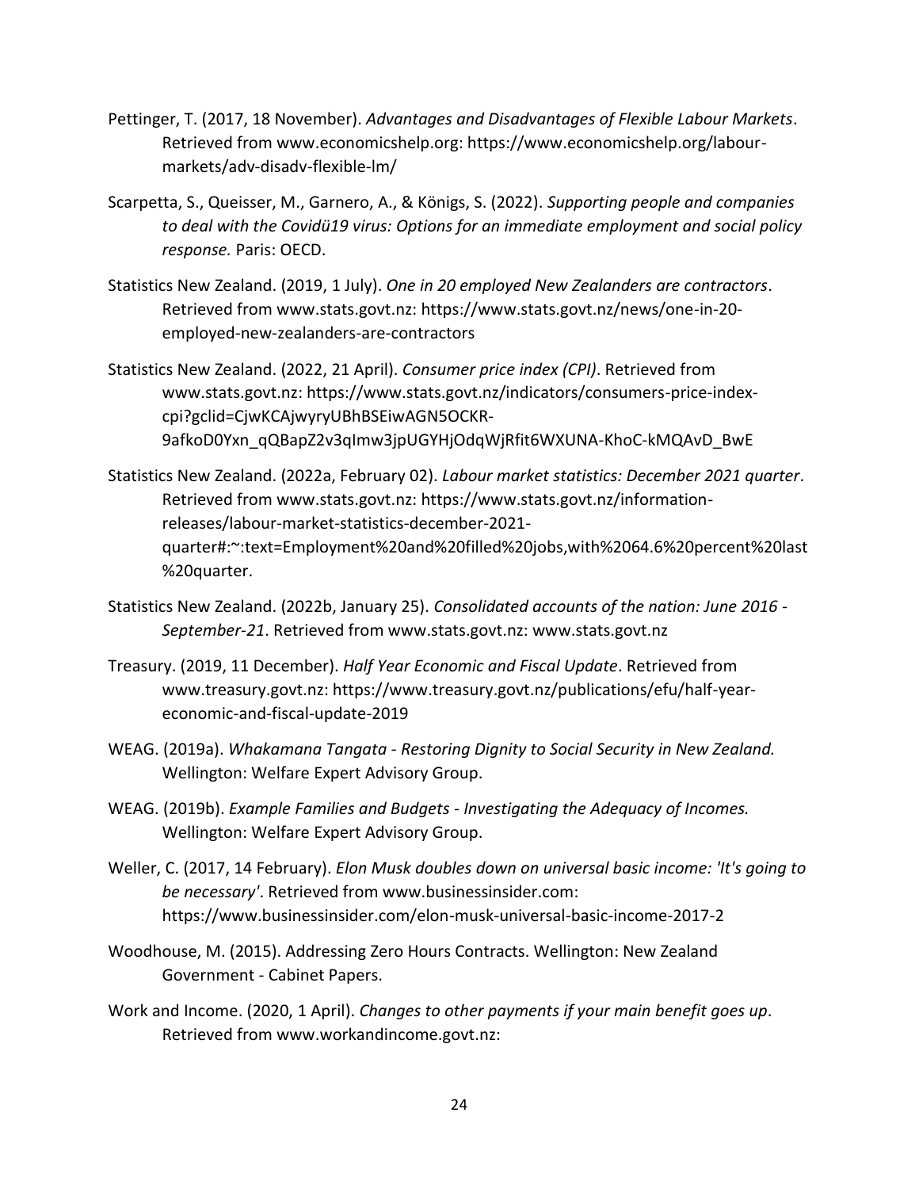Pettinger, T. (2017, 18 November). *Advantages and Disadvantages of Flexible Labour Markets*. Retrieved from www.economicshelp.org: https://www.economicshelp.org/labour-markets/adv-disadv-flexible-lm/

Scarpetta, S., Queisser, M., Garnero, A., & Königs, S. (2022). *Supporting people and companies to deal with the Covidü19 virus: Options for an immediate employment and social policy response.* Paris: OECD.

Statistics New Zealand. (2019, 1 July). *One in 20 employed New Zealanders are contractors*. Retrieved from www.stats.govt.nz: https://www.stats.govt.nz/news/one-in-20-employed-new-zealanders-are-contractors

Statistics New Zealand. (2022, 21 April). *Consumer price index (CPI)*. Retrieved from www.stats.govt.nz: https://www.stats.govt.nz/indicators/consumers-price-index-cpi?gclid=CjwKCAjwyryUBhBSEiwAGN5OCKR-9afkoD0Yxn_qQBapZ2v3qImw3jpUGYHjOdqWjRfit6WXUNA-KhoC-kMQAvD_BwE

Statistics New Zealand. (2022a, February 02). *Labour market statistics: December 2021 quarter*. Retrieved from www.stats.govt.nz: https://www.stats.govt.nz/information-releases/labour-market-statistics-december-2021-quarter#:~:text=Employment%20and%20filled%20jobs,with%2064.6%20percent%20last%20quarter.

Statistics New Zealand. (2022b, January 25). *Consolidated accounts of the nation: June 2016 - September-21*. Retrieved from www.stats.govt.nz: www.stats.govt.nz

Treasury. (2019, 11 December). *Half Year Economic and Fiscal Update*. Retrieved from www.treasury.govt.nz: https://www.treasury.govt.nz/publications/efu/half-year-economic-and-fiscal-update-2019

WEAG. (2019a). *Whakamana Tangata - Restoring Dignity to Social Security in New Zealand.* Wellington: Welfare Expert Advisory Group.

WEAG. (2019b). *Example Families and Budgets - Investigating the Adequacy of Incomes.* Wellington: Welfare Expert Advisory Group.

Weller, C. (2017, 14 February). *Elon Musk doubles down on universal basic income: 'It's going to be necessary'*. Retrieved from www.businessinsider.com: https://www.businessinsider.com/elon-musk-universal-basic-income-2017-2

Woodhouse, M. (2015). Addressing Zero Hours Contracts. Wellington: New Zealand Government - Cabinet Papers.

Work and Income. (2020, 1 April). *Changes to other payments if your main benefit goes up*. Retrieved from www.workandincome.govt.nz: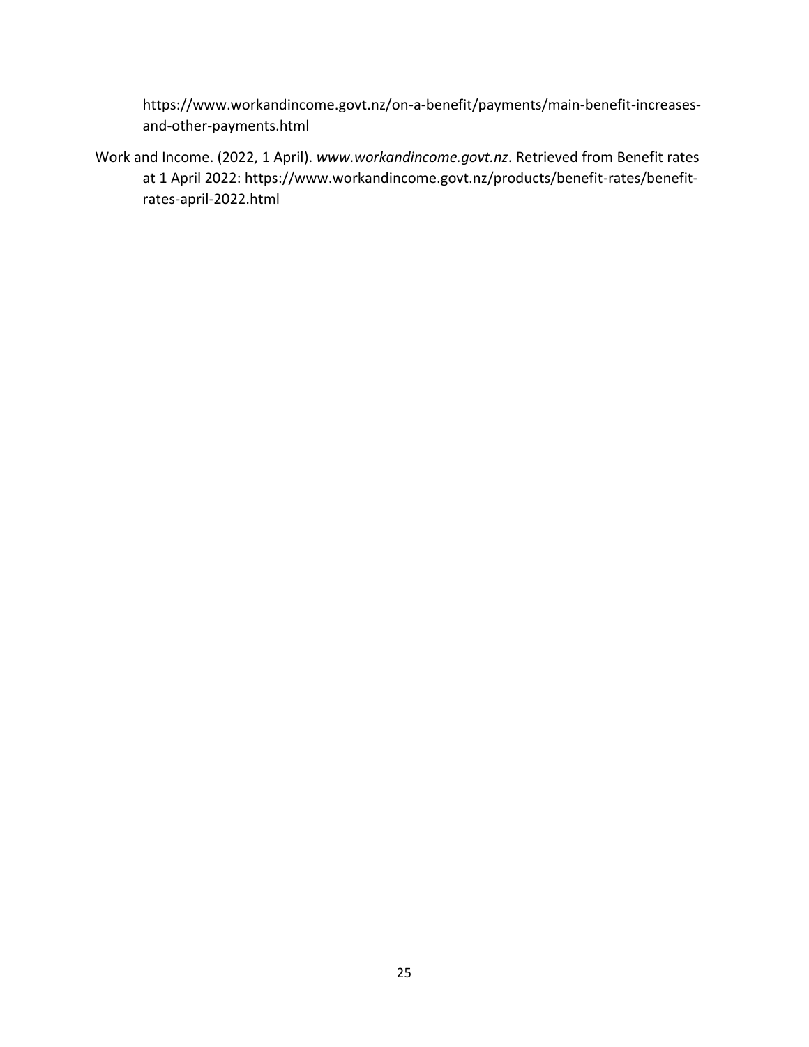https://www.workandincome.govt.nz/on-a-benefit/payments/main-benefit-increases-and-other-payments.html

Work and Income. (2022, 1 April). *www.workandincome.govt.nz*. Retrieved from Benefit rates at 1 April 2022: https://www.workandincome.govt.nz/products/benefit-rates/benefit-rates-april-2022.html